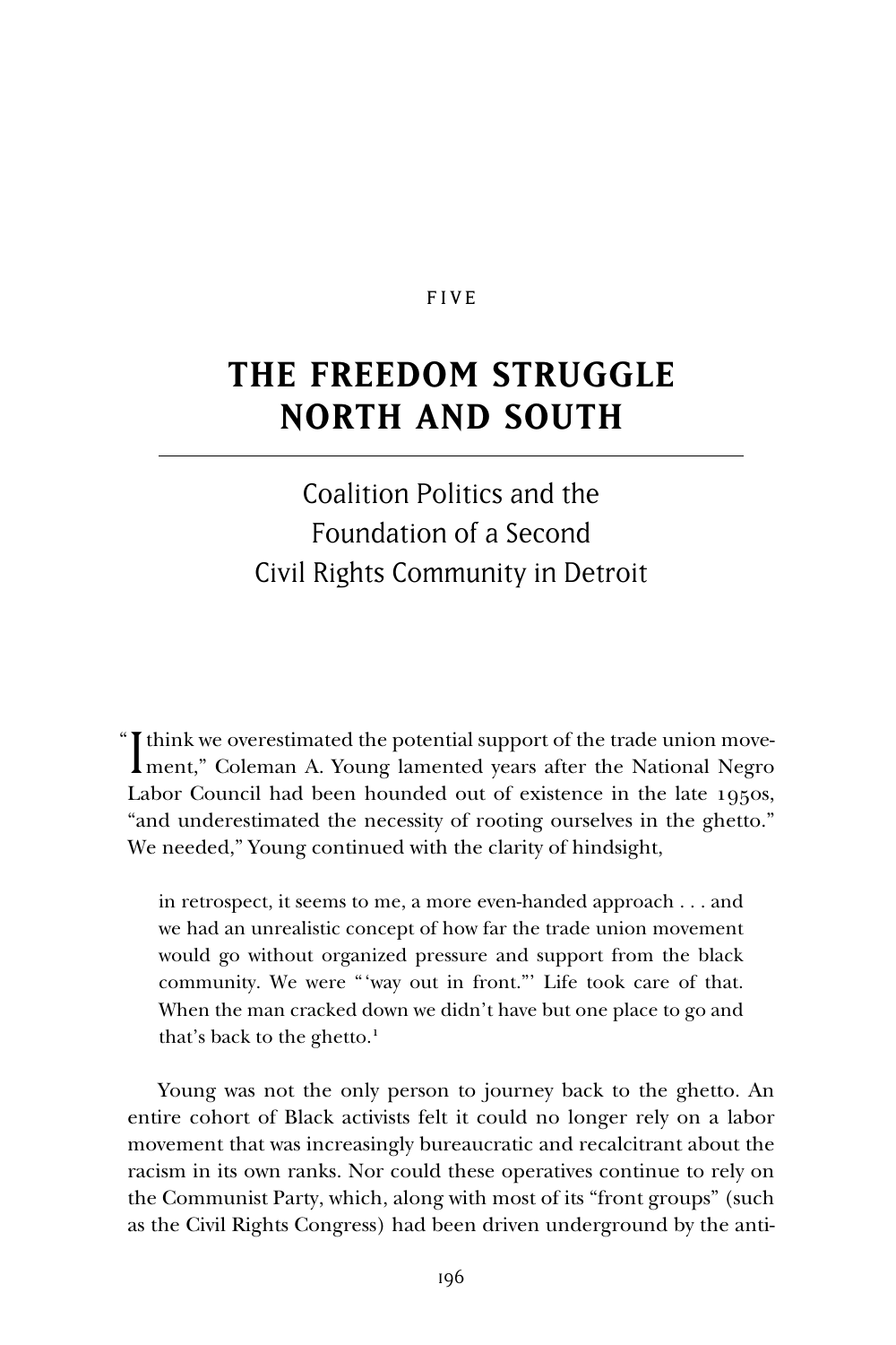FIVE

# THE FREEDOM STRUGGLE NORTH AND SOUTH

## Coalition Politics and the Foundation of a Second Civil Rights Community in Detroit

"I think we overestimated the potential support of the trade union movement," Coleman A. Young lamented years after the National Negro Labor Council had been hounded out of existence in the late 1950s, "and underestimated the necessity of rooting ourselves in the ghetto." We needed," Young continued with the clarity of hindsight,

> in retrospect, it seems to me, a more even-handed approach . . . and we had an unrealistic concept of how far the trade union movement would go without organized pressure and support from the black community. We were "'way out in front."' Life took care of that. When the man cracked down we didn't have but one place to go and that's back to the ghetto.[1]

Young was not the only person to journey back to the ghetto. An entire cohort of Black activists felt it could no longer rely on a labor movement that was increasingly bureaucratic and recalcitrant about the racism in its own ranks. Nor could these operatives continue to rely on the Communist Party, which, along with most of its "front groups" (such as the Civil Rights Congress) had been driven underground by the anti-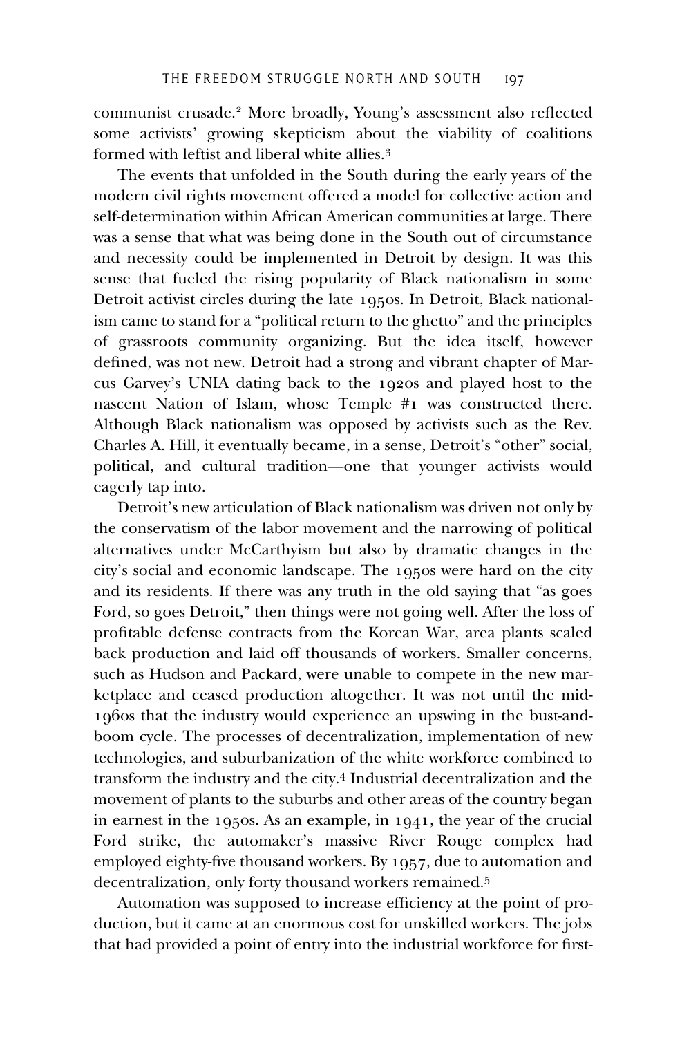communist crusade.[2] More broadly, Young's assessment also reflected some activists' growing skepticism about the viability of coalitions formed with leftist and liberal white allies.[3]

The events that unfolded in the South during the early years of the modern civil rights movement offered a model for collective action and self-determination within African American communities at large. There was a sense that what was being done in the South out of circumstance and necessity could be implemented in Detroit by design. It was this sense that fueled the rising popularity of Black nationalism in some Detroit activist circles during the late 1950s. In Detroit, Black nationalism came to stand for a "political return to the ghetto" and the principles of grassroots community organizing. But the idea itself, however defined, was not new. Detroit had a strong and vibrant chapter of Marcus Garvey's UNIA dating back to the 1920s and played host to the nascent Nation of Islam, whose Temple #1 was constructed there. Although Black nationalism was opposed by activists such as the Rev. Charles A. Hill, it eventually became, in a sense, Detroit's "other" social, political, and cultural tradition—one that younger activists would eagerly tap into.

Detroit's new articulation of Black nationalism was driven not only by the conservatism of the labor movement and the narrowing of political alternatives under McCarthyism but also by dramatic changes in the city's social and economic landscape. The 1950s were hard on the city and its residents. If there was any truth in the old saying that "as goes Ford, so goes Detroit," then things were not going well. After the loss of profitable defense contracts from the Korean War, area plants scaled back production and laid off thousands of workers. Smaller concerns, such as Hudson and Packard, were unable to compete in the new marketplace and ceased production altogether. It was not until the mid-1960s that the industry would experience an upswing in the bust-and-boom cycle. The processes of decentralization, implementation of new technologies, and suburbanization of the white workforce combined to transform the industry and the city.[4] Industrial decentralization and the movement of plants to the suburbs and other areas of the country began in earnest in the 1950s. As an example, in 1941, the year of the crucial Ford strike, the automaker's massive River Rouge complex had employed eighty-five thousand workers. By 1957, due to automation and decentralization, only forty thousand workers remained.[5]

Automation was supposed to increase efficiency at the point of production, but it came at an enormous cost for unskilled workers. The jobs that had provided a point of entry into the industrial workforce for first-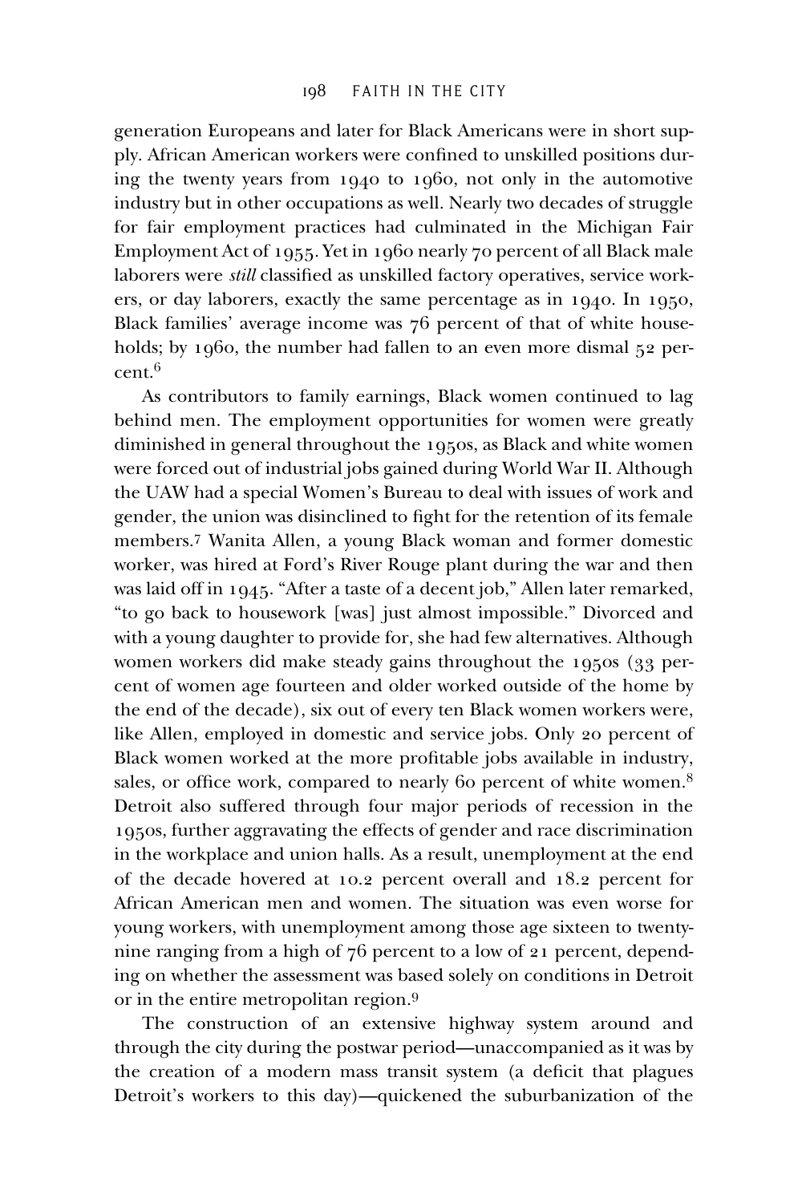generation Europeans and later for Black Americans were in short supply. African American workers were confined to unskilled positions during the twenty years from 1940 to 1960, not only in the automotive industry but in other occupations as well. Nearly two decades of struggle for fair employment practices had culminated in the Michigan Fair Employment Act of 1955. Yet in 1960 nearly 70 percent of all Black male laborers were *still* classified as unskilled factory operatives, service workers, or day laborers, exactly the same percentage as in 1940. In 1950, Black families' average income was 76 percent of that of white households; by 1960, the number had fallen to an even more dismal 52 percent.[6]

As contributors to family earnings, Black women continued to lag behind men. The employment opportunities for women were greatly diminished in general throughout the 1950s, as Black and white women were forced out of industrial jobs gained during World War II. Although the UAW had a special Women's Bureau to deal with issues of work and gender, the union was disinclined to fight for the retention of its female members.[7] Wanita Allen, a young Black woman and former domestic worker, was hired at Ford's River Rouge plant during the war and then was laid off in 1945. "After a taste of a decent job," Allen later remarked, "to go back to housework [was] just almost impossible." Divorced and with a young daughter to provide for, she had few alternatives. Although women workers did make steady gains throughout the 1950s (33 percent of women age fourteen and older worked outside of the home by the end of the decade), six out of every ten Black women workers were, like Allen, employed in domestic and service jobs. Only 20 percent of Black women worked at the more profitable jobs available in industry, sales, or office work, compared to nearly 60 percent of white women.[8] Detroit also suffered through four major periods of recession in the 1950s, further aggravating the effects of gender and race discrimination in the workplace and union halls. As a result, unemployment at the end of the decade hovered at 10.2 percent overall and 18.2 percent for African American men and women. The situation was even worse for young workers, with unemployment among those age sixteen to twenty-nine ranging from a high of 76 percent to a low of 21 percent, depending on whether the assessment was based solely on conditions in Detroit or in the entire metropolitan region.[9]

The construction of an extensive highway system around and through the city during the postwar period—unaccompanied as it was by the creation of a modern mass transit system (a deficit that plagues Detroit's workers to this day)—quickened the suburbanization of the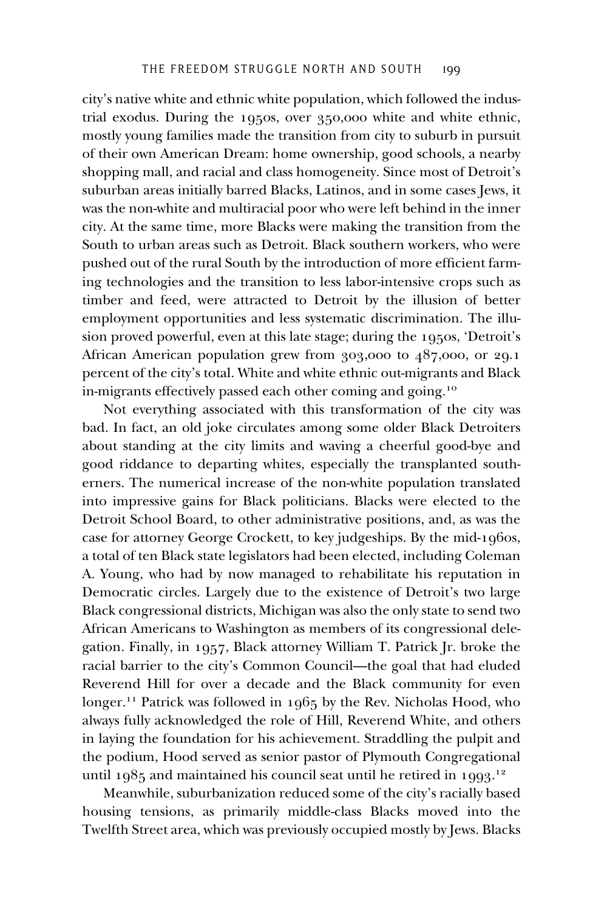city's native white and ethnic white population, which followed the industrial exodus. During the 1950s, over 350,000 white and white ethnic, mostly young families made the transition from city to suburb in pursuit of their own American Dream: home ownership, good schools, a nearby shopping mall, and racial and class homogeneity. Since most of Detroit's suburban areas initially barred Blacks, Latinos, and in some cases Jews, it was the non-white and multiracial poor who were left behind in the inner city. At the same time, more Blacks were making the transition from the South to urban areas such as Detroit. Black southern workers, who were pushed out of the rural South by the introduction of more efficient farming technologies and the transition to less labor-intensive crops such as timber and feed, were attracted to Detroit by the illusion of better employment opportunities and less systematic discrimination. The illusion proved powerful, even at this late stage; during the 1950s, 'Detroit's African American population grew from 303,000 to 487,000, or 29.1 percent of the city's total. White and white ethnic out-migrants and Black in-migrants effectively passed each other coming and going.[10]

Not everything associated with this transformation of the city was bad. In fact, an old joke circulates among some older Black Detroiters about standing at the city limits and waving a cheerful good-bye and good riddance to departing whites, especially the transplanted southerners. The numerical increase of the non-white population translated into impressive gains for Black politicians. Blacks were elected to the Detroit School Board, to other administrative positions, and, as was the case for attorney George Crockett, to key judgeships. By the mid-1960s, a total of ten Black state legislators had been elected, including Coleman A. Young, who had by now managed to rehabilitate his reputation in Democratic circles. Largely due to the existence of Detroit's two large Black congressional districts, Michigan was also the only state to send two African Americans to Washington as members of its congressional delegation. Finally, in 1957, Black attorney William T. Patrick Jr. broke the racial barrier to the city's Common Council—the goal that had eluded Reverend Hill for over a decade and the Black community for even longer.[11] Patrick was followed in 1965 by the Rev. Nicholas Hood, who always fully acknowledged the role of Hill, Reverend White, and others in laying the foundation for his achievement. Straddling the pulpit and the podium, Hood served as senior pastor of Plymouth Congregational until 1985 and maintained his council seat until he retired in 1993.[12]

Meanwhile, suburbanization reduced some of the city's racially based housing tensions, as primarily middle-class Blacks moved into the Twelfth Street area, which was previously occupied mostly by Jews. Blacks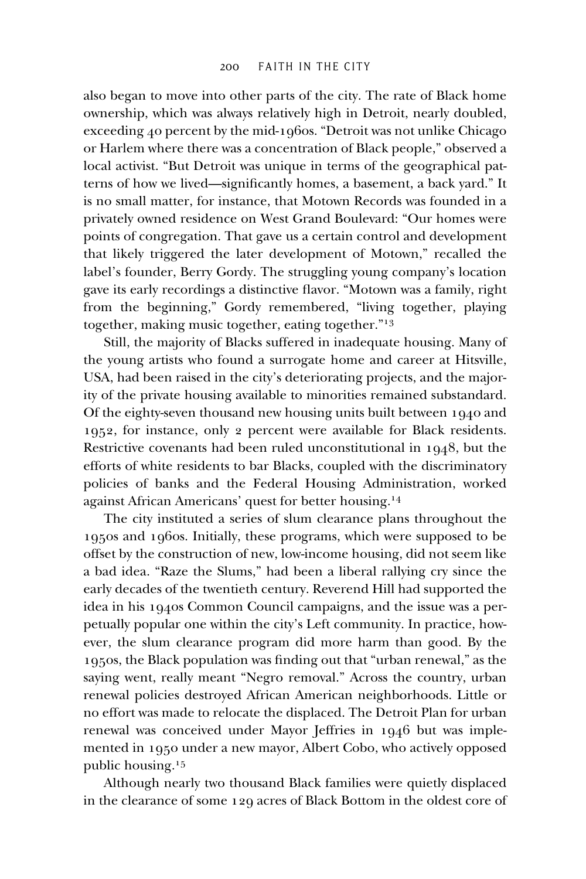also began to move into other parts of the city. The rate of Black home ownership, which was always relatively high in Detroit, nearly doubled, exceeding 40 percent by the mid-1960s. "Detroit was not unlike Chicago or Harlem where there was a concentration of Black people," observed a local activist. "But Detroit was unique in terms of the geographical patterns of how we lived—significantly homes, a basement, a back yard." It is no small matter, for instance, that Motown Records was founded in a privately owned residence on West Grand Boulevard: "Our homes were points of congregation. That gave us a certain control and development that likely triggered the later development of Motown," recalled the label's founder, Berry Gordy. The struggling young company's location gave its early recordings a distinctive flavor. "Motown was a family, right from the beginning," Gordy remembered, "living together, playing together, making music together, eating together."[13]

Still, the majority of Blacks suffered in inadequate housing. Many of the young artists who found a surrogate home and career at Hitsville, USA, had been raised in the city's deteriorating projects, and the majority of the private housing available to minorities remained substandard. Of the eighty-seven thousand new housing units built between 1940 and 1952, for instance, only 2 percent were available for Black residents. Restrictive covenants had been ruled unconstitutional in 1948, but the efforts of white residents to bar Blacks, coupled with the discriminatory policies of banks and the Federal Housing Administration, worked against African Americans' quest for better housing.[14]

The city instituted a series of slum clearance plans throughout the 1950s and 1960s. Initially, these programs, which were supposed to be offset by the construction of new, low-income housing, did not seem like a bad idea. "Raze the Slums," had been a liberal rallying cry since the early decades of the twentieth century. Reverend Hill had supported the idea in his 1940s Common Council campaigns, and the issue was a perpetually popular one within the city's Left community. In practice, however, the slum clearance program did more harm than good. By the 1950s, the Black population was finding out that "urban renewal," as the saying went, really meant "Negro removal." Across the country, urban renewal policies destroyed African American neighborhoods. Little or no effort was made to relocate the displaced. The Detroit Plan for urban renewal was conceived under Mayor Jeffries in 1946 but was implemented in 1950 under a new mayor, Albert Cobo, who actively opposed public housing.[15]

Although nearly two thousand Black families were quietly displaced in the clearance of some 129 acres of Black Bottom in the oldest core of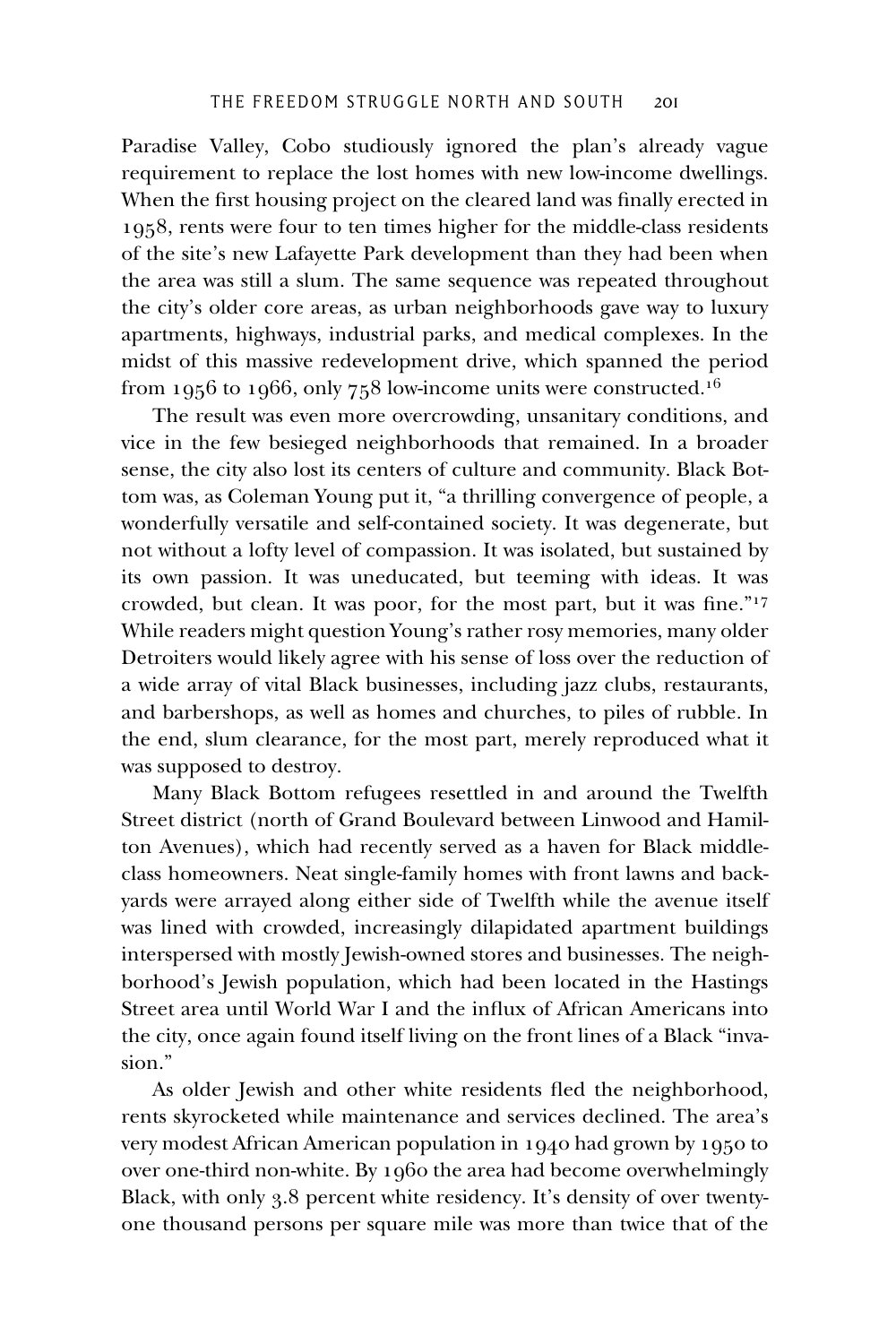Paradise Valley, Cobo studiously ignored the plan's already vague requirement to replace the lost homes with new low-income dwellings. When the first housing project on the cleared land was finally erected in 1958, rents were four to ten times higher for the middle-class residents of the site's new Lafayette Park development than they had been when the area was still a slum. The same sequence was repeated throughout the city's older core areas, as urban neighborhoods gave way to luxury apartments, highways, industrial parks, and medical complexes. In the midst of this massive redevelopment drive, which spanned the period from 1956 to 1966, only 758 low-income units were constructed.[16]

The result was even more overcrowding, unsanitary conditions, and vice in the few besieged neighborhoods that remained. In a broader sense, the city also lost its centers of culture and community. Black Bottom was, as Coleman Young put it, "a thrilling convergence of people, a wonderfully versatile and self-contained society. It was degenerate, but not without a lofty level of compassion. It was isolated, but sustained by its own passion. It was uneducated, but teeming with ideas. It was crowded, but clean. It was poor, for the most part, but it was fine."[17] While readers might question Young's rather rosy memories, many older Detroiters would likely agree with his sense of loss over the reduction of a wide array of vital Black businesses, including jazz clubs, restaurants, and barbershops, as well as homes and churches, to piles of rubble. In the end, slum clearance, for the most part, merely reproduced what it was supposed to destroy.

Many Black Bottom refugees resettled in and around the Twelfth Street district (north of Grand Boulevard between Linwood and Hamilton Avenues), which had recently served as a haven for Black middle-class homeowners. Neat single-family homes with front lawns and backyards were arrayed along either side of Twelfth while the avenue itself was lined with crowded, increasingly dilapidated apartment buildings interspersed with mostly Jewish-owned stores and businesses. The neighborhood's Jewish population, which had been located in the Hastings Street area until World War I and the influx of African Americans into the city, once again found itself living on the front lines of a Black "invasion."

As older Jewish and other white residents fled the neighborhood, rents skyrocketed while maintenance and services declined. The area's very modest African American population in 1940 had grown by 1950 to over one-third non-white. By 1960 the area had become overwhelmingly Black, with only 3.8 percent white residency. It's density of over twenty-one thousand persons per square mile was more than twice that of the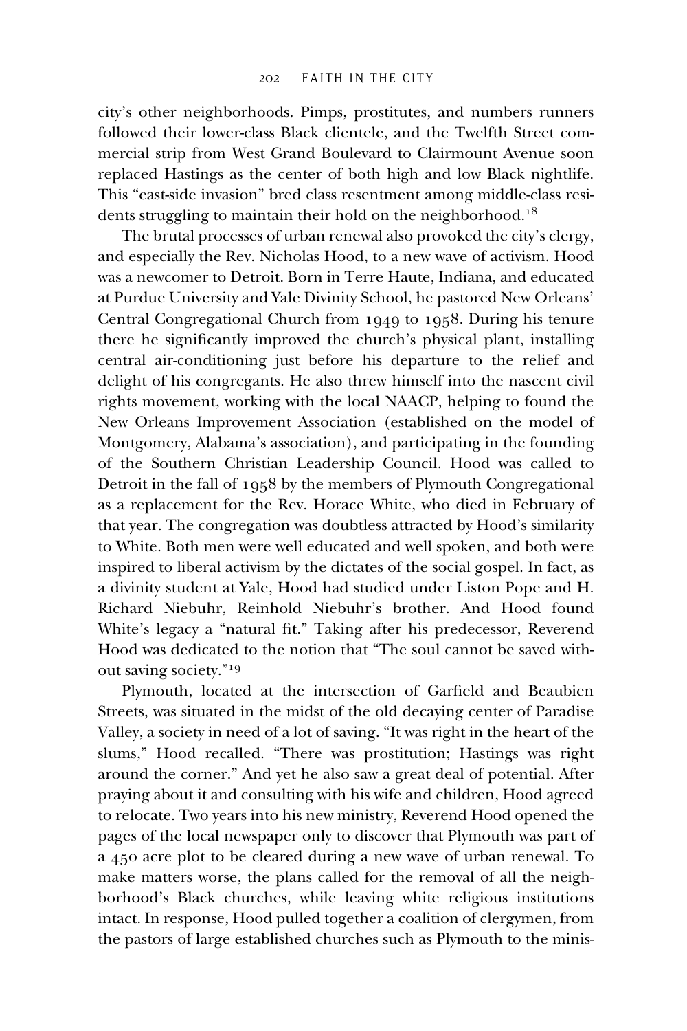city's other neighborhoods. Pimps, prostitutes, and numbers runners followed their lower-class Black clientele, and the Twelfth Street commercial strip from West Grand Boulevard to Clairmount Avenue soon replaced Hastings as the center of both high and low Black nightlife. This "east-side invasion" bred class resentment among middle-class residents struggling to maintain their hold on the neighborhood.[18]

The brutal processes of urban renewal also provoked the city's clergy, and especially the Rev. Nicholas Hood, to a new wave of activism. Hood was a newcomer to Detroit. Born in Terre Haute, Indiana, and educated at Purdue University and Yale Divinity School, he pastored New Orleans' Central Congregational Church from 1949 to 1958. During his tenure there he significantly improved the church's physical plant, installing central air-conditioning just before his departure to the relief and delight of his congregants. He also threw himself into the nascent civil rights movement, working with the local NAACP, helping to found the New Orleans Improvement Association (established on the model of Montgomery, Alabama's association), and participating in the founding of the Southern Christian Leadership Council. Hood was called to Detroit in the fall of 1958 by the members of Plymouth Congregational as a replacement for the Rev. Horace White, who died in February of that year. The congregation was doubtless attracted by Hood's similarity to White. Both men were well educated and well spoken, and both were inspired to liberal activism by the dictates of the social gospel. In fact, as a divinity student at Yale, Hood had studied under Liston Pope and H. Richard Niebuhr, Reinhold Niebuhr's brother. And Hood found White's legacy a "natural fit." Taking after his predecessor, Reverend Hood was dedicated to the notion that "The soul cannot be saved without saving society."[19]

Plymouth, located at the intersection of Garfield and Beaubien Streets, was situated in the midst of the old decaying center of Paradise Valley, a society in need of a lot of saving. "It was right in the heart of the slums," Hood recalled. "There was prostitution; Hastings was right around the corner." And yet he also saw a great deal of potential. After praying about it and consulting with his wife and children, Hood agreed to relocate. Two years into his new ministry, Reverend Hood opened the pages of the local newspaper only to discover that Plymouth was part of a 450 acre plot to be cleared during a new wave of urban renewal. To make matters worse, the plans called for the removal of all the neighborhood's Black churches, while leaving white religious institutions intact. In response, Hood pulled together a coalition of clergymen, from the pastors of large established churches such as Plymouth to the minis-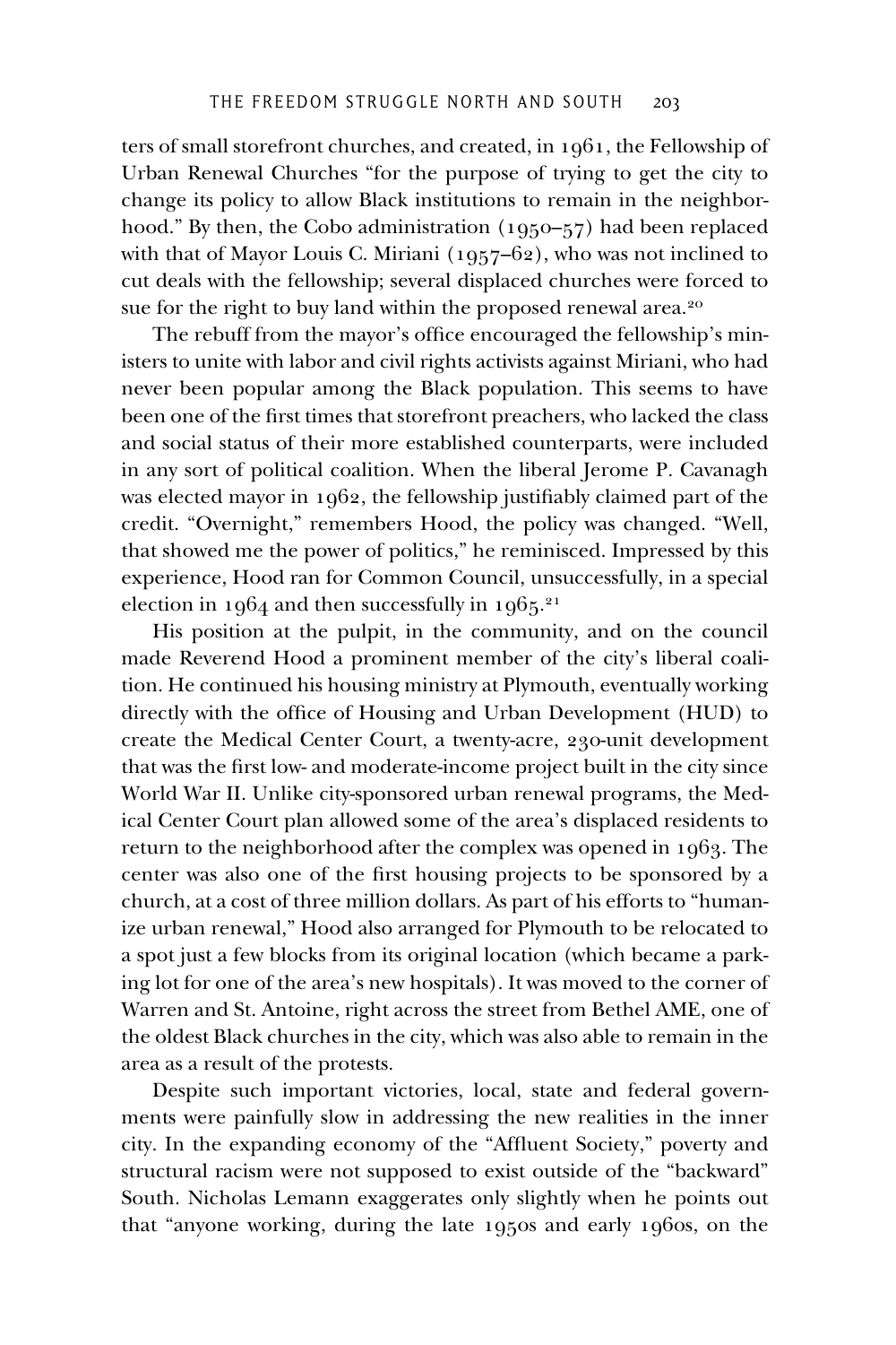ters of small storefront churches, and created, in 1961, the Fellowship of Urban Renewal Churches "for the purpose of trying to get the city to change its policy to allow Black institutions to remain in the neighborhood." By then, the Cobo administration (1950–57) had been replaced with that of Mayor Louis C. Miriani (1957–62), who was not inclined to cut deals with the fellowship; several displaced churches were forced to sue for the right to buy land within the proposed renewal area.[20]

The rebuff from the mayor's office encouraged the fellowship's ministers to unite with labor and civil rights activists against Miriani, who had never been popular among the Black population. This seems to have been one of the first times that storefront preachers, who lacked the class and social status of their more established counterparts, were included in any sort of political coalition. When the liberal Jerome P. Cavanagh was elected mayor in 1962, the fellowship justifiably claimed part of the credit. "Overnight," remembers Hood, the policy was changed. "Well, that showed me the power of politics," he reminisced. Impressed by this experience, Hood ran for Common Council, unsuccessfully, in a special election in 1964 and then successfully in 1965.[21]

His position at the pulpit, in the community, and on the council made Reverend Hood a prominent member of the city's liberal coalition. He continued his housing ministry at Plymouth, eventually working directly with the office of Housing and Urban Development (HUD) to create the Medical Center Court, a twenty-acre, 230-unit development that was the first low- and moderate-income project built in the city since World War II. Unlike city-sponsored urban renewal programs, the Medical Center Court plan allowed some of the area's displaced residents to return to the neighborhood after the complex was opened in 1963. The center was also one of the first housing projects to be sponsored by a church, at a cost of three million dollars. As part of his efforts to "humanize urban renewal," Hood also arranged for Plymouth to be relocated to a spot just a few blocks from its original location (which became a parking lot for one of the area's new hospitals). It was moved to the corner of Warren and St. Antoine, right across the street from Bethel AME, one of the oldest Black churches in the city, which was also able to remain in the area as a result of the protests.

Despite such important victories, local, state and federal governments were painfully slow in addressing the new realities in the inner city. In the expanding economy of the "Affluent Society," poverty and structural racism were not supposed to exist outside of the "backward" South. Nicholas Lemann exaggerates only slightly when he points out that "anyone working, during the late 1950s and early 1960s, on the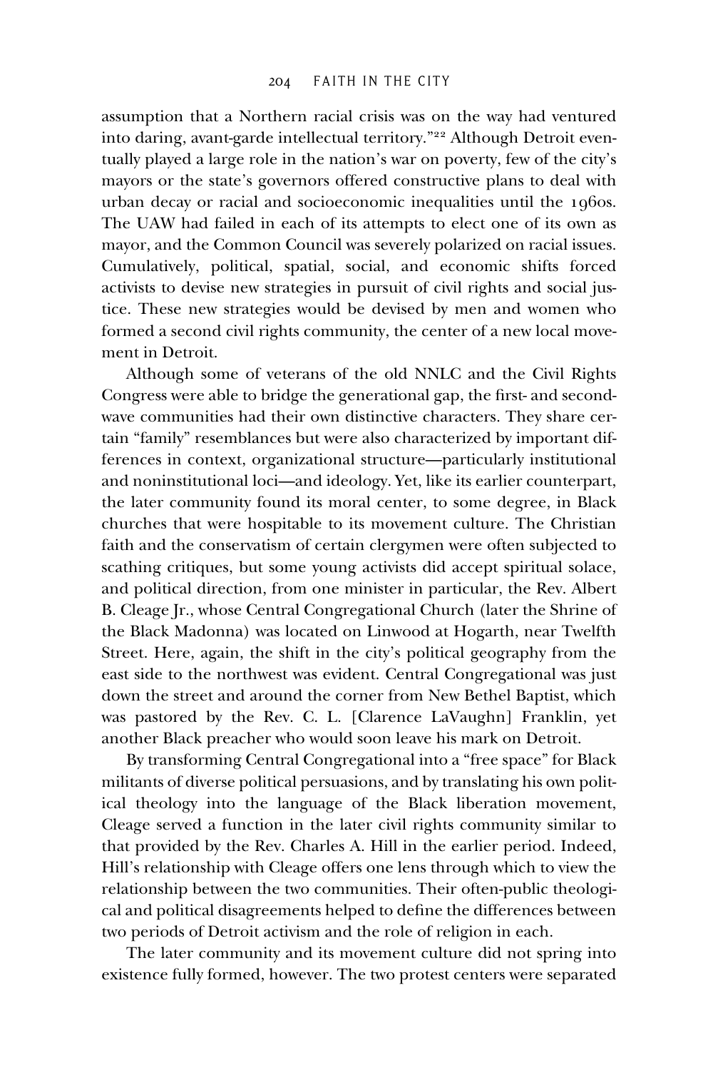assumption that a Northern racial crisis was on the way had ventured into daring, avant-garde intellectual territory."[22] Although Detroit eventually played a large role in the nation's war on poverty, few of the city's mayors or the state's governors offered constructive plans to deal with urban decay or racial and socioeconomic inequalities until the 1960s. The UAW had failed in each of its attempts to elect one of its own as mayor, and the Common Council was severely polarized on racial issues. Cumulatively, political, spatial, social, and economic shifts forced activists to devise new strategies in pursuit of civil rights and social justice. These new strategies would be devised by men and women who formed a second civil rights community, the center of a new local movement in Detroit.

Although some of veterans of the old NNLC and the Civil Rights Congress were able to bridge the generational gap, the first- and second-wave communities had their own distinctive characters. They share certain "family" resemblances but were also characterized by important differences in context, organizational structure—particularly institutional and noninstitutional loci—and ideology. Yet, like its earlier counterpart, the later community found its moral center, to some degree, in Black churches that were hospitable to its movement culture. The Christian faith and the conservatism of certain clergymen were often subjected to scathing critiques, but some young activists did accept spiritual solace, and political direction, from one minister in particular, the Rev. Albert B. Cleage Jr., whose Central Congregational Church (later the Shrine of the Black Madonna) was located on Linwood at Hogarth, near Twelfth Street. Here, again, the shift in the city's political geography from the east side to the northwest was evident. Central Congregational was just down the street and around the corner from New Bethel Baptist, which was pastored by the Rev. C. L. [Clarence LaVaughn] Franklin, yet another Black preacher who would soon leave his mark on Detroit.

By transforming Central Congregational into a "free space" for Black militants of diverse political persuasions, and by translating his own political theology into the language of the Black liberation movement, Cleage served a function in the later civil rights community similar to that provided by the Rev. Charles A. Hill in the earlier period. Indeed, Hill's relationship with Cleage offers one lens through which to view the relationship between the two communities. Their often-public theological and political disagreements helped to define the differences between two periods of Detroit activism and the role of religion in each.

The later community and its movement culture did not spring into existence fully formed, however. The two protest centers were separated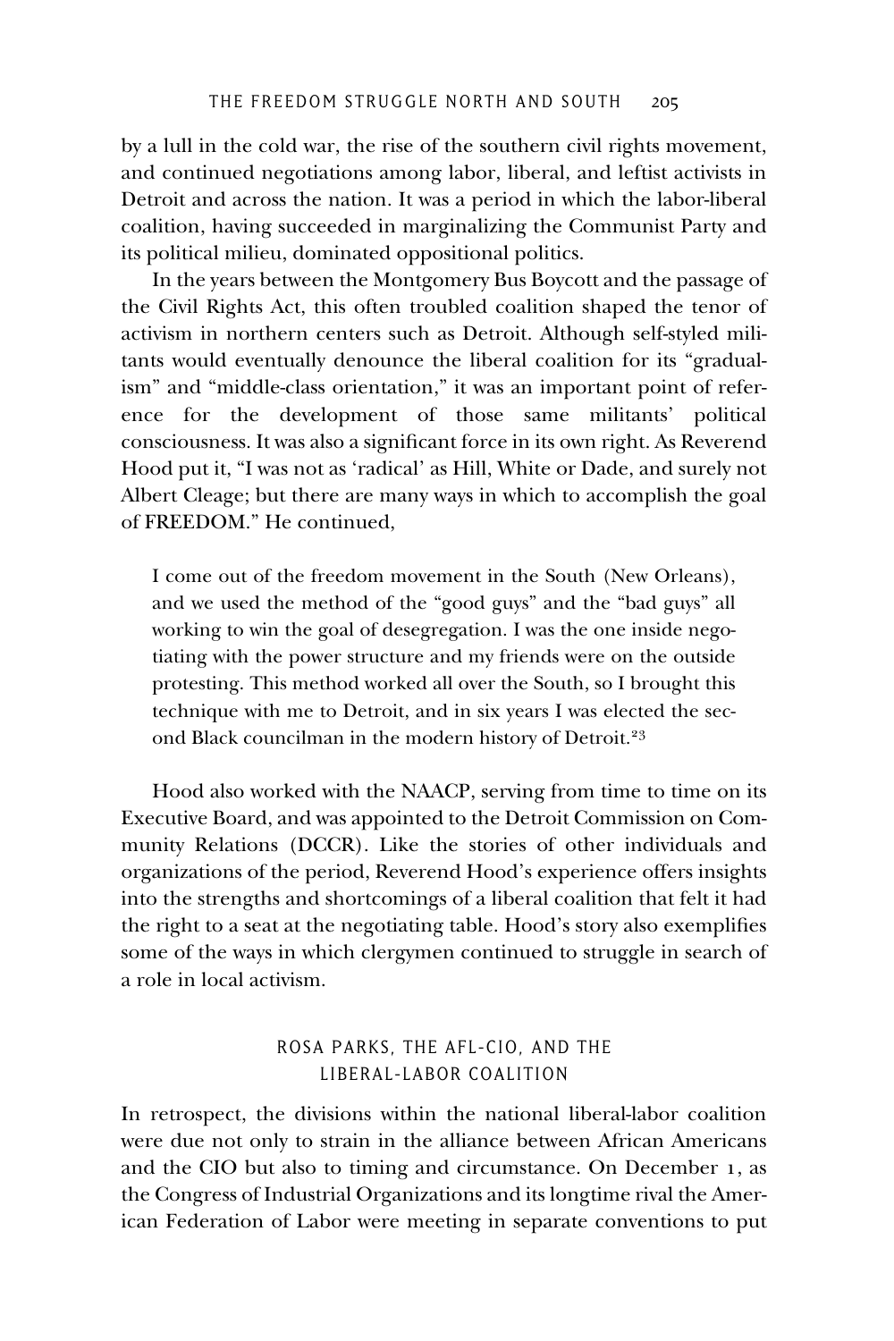by a lull in the cold war, the rise of the southern civil rights movement, and continued negotiations among labor, liberal, and leftist activists in Detroit and across the nation. It was a period in which the labor-liberal coalition, having succeeded in marginalizing the Communist Party and its political milieu, dominated oppositional politics.

In the years between the Montgomery Bus Boycott and the passage of the Civil Rights Act, this often troubled coalition shaped the tenor of activism in northern centers such as Detroit. Although self-styled militants would eventually denounce the liberal coalition for its "gradualism" and "middle-class orientation," it was an important point of reference for the development of those same militants' political consciousness. It was also a significant force in its own right. As Reverend Hood put it, "I was not as 'radical' as Hill, White or Dade, and surely not Albert Cleage; but there are many ways in which to accomplish the goal of FREEDOM." He continued,

> I come out of the freedom movement in the South (New Orleans), and we used the method of the "good guys" and the "bad guys" all working to win the goal of desegregation. I was the one inside negotiating with the power structure and my friends were on the outside protesting. This method worked all over the South, so I brought this technique with me to Detroit, and in six years I was elected the second Black councilman in the modern history of Detroit.[23]

Hood also worked with the NAACP, serving from time to time on its Executive Board, and was appointed to the Detroit Commission on Community Relations (DCCR). Like the stories of other individuals and organizations of the period, Reverend Hood's experience offers insights into the strengths and shortcomings of a liberal coalition that felt it had the right to a seat at the negotiating table. Hood's story also exemplifies some of the ways in which clergymen continued to struggle in search of a role in local activism.

## ROSA PARKS, THE AFL-CIO, AND THE LIBERAL-LABOR COALITION

In retrospect, the divisions within the national liberal-labor coalition were due not only to strain in the alliance between African Americans and the CIO but also to timing and circumstance. On December 1, as the Congress of Industrial Organizations and its longtime rival the American Federation of Labor were meeting in separate conventions to put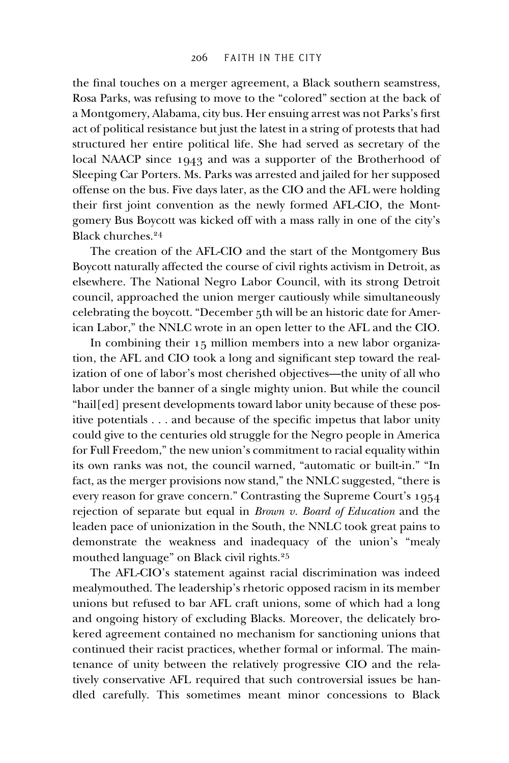the final touches on a merger agreement, a Black southern seamstress, Rosa Parks, was refusing to move to the "colored" section at the back of a Montgomery, Alabama, city bus. Her ensuing arrest was not Parks's first act of political resistance but just the latest in a string of protests that had structured her entire political life. She had served as secretary of the local NAACP since 1943 and was a supporter of the Brotherhood of Sleeping Car Porters. Ms. Parks was arrested and jailed for her supposed offense on the bus. Five days later, as the CIO and the AFL were holding their first joint convention as the newly formed AFL-CIO, the Montgomery Bus Boycott was kicked off with a mass rally in one of the city's Black churches.[24]

The creation of the AFL-CIO and the start of the Montgomery Bus Boycott naturally affected the course of civil rights activism in Detroit, as elsewhere. The National Negro Labor Council, with its strong Detroit council, approached the union merger cautiously while simultaneously celebrating the boycott. "December 5th will be an historic date for American Labor," the NNLC wrote in an open letter to the AFL and the CIO.

In combining their 15 million members into a new labor organization, the AFL and CIO took a long and significant step toward the realization of one of labor's most cherished objectives—the unity of all who labor under the banner of a single mighty union. But while the council "hail[ed] present developments toward labor unity because of these positive potentials . . . and because of the specific impetus that labor unity could give to the centuries old struggle for the Negro people in America for Full Freedom," the new union's commitment to racial equality within its own ranks was not, the council warned, "automatic or built-in." "In fact, as the merger provisions now stand," the NNLC suggested, "there is every reason for grave concern." Contrasting the Supreme Court's 1954 rejection of separate but equal in *Brown v. Board of Education* and the leaden pace of unionization in the South, the NNLC took great pains to demonstrate the weakness and inadequacy of the union's "mealy mouthed language" on Black civil rights.[25]

The AFL-CIO's statement against racial discrimination was indeed mealymouthed. The leadership's rhetoric opposed racism in its member unions but refused to bar AFL craft unions, some of which had a long and ongoing history of excluding Blacks. Moreover, the delicately brokered agreement contained no mechanism for sanctioning unions that continued their racist practices, whether formal or informal. The maintenance of unity between the relatively progressive CIO and the relatively conservative AFL required that such controversial issues be handled carefully. This sometimes meant minor concessions to Black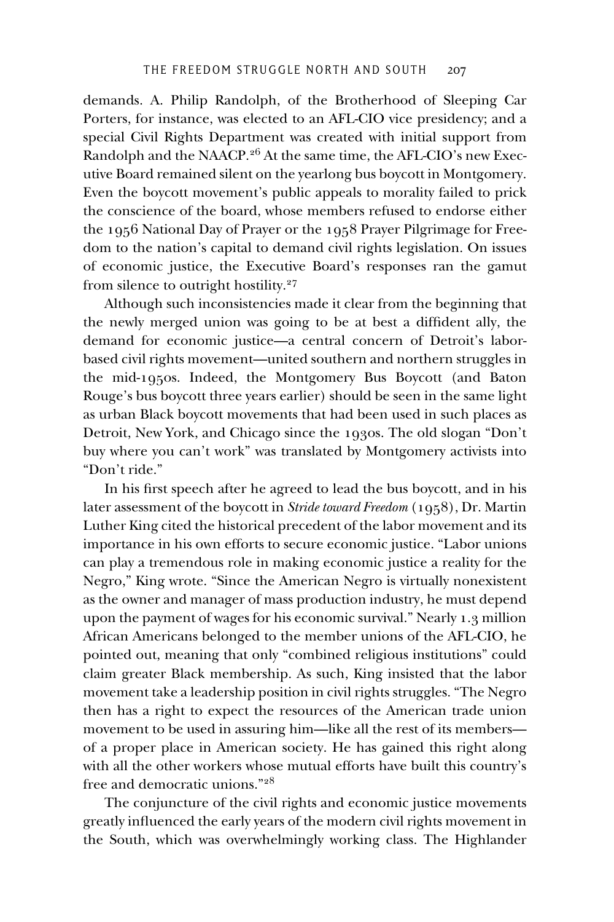demands. A. Philip Randolph, of the Brotherhood of Sleeping Car Porters, for instance, was elected to an AFL-CIO vice presidency; and a special Civil Rights Department was created with initial support from Randolph and the NAACP.[26] At the same time, the AFL-CIO's new Executive Board remained silent on the yearlong bus boycott in Montgomery. Even the boycott movement's public appeals to morality failed to prick the conscience of the board, whose members refused to endorse either the 1956 National Day of Prayer or the 1958 Prayer Pilgrimage for Freedom to the nation's capital to demand civil rights legislation. On issues of economic justice, the Executive Board's responses ran the gamut from silence to outright hostility.[27]

Although such inconsistencies made it clear from the beginning that the newly merged union was going to be at best a diffident ally, the demand for economic justice—a central concern of Detroit's labor-based civil rights movement—united southern and northern struggles in the mid-1950s. Indeed, the Montgomery Bus Boycott (and Baton Rouge's bus boycott three years earlier) should be seen in the same light as urban Black boycott movements that had been used in such places as Detroit, New York, and Chicago since the 1930s. The old slogan "Don't buy where you can't work" was translated by Montgomery activists into "Don't ride."

In his first speech after he agreed to lead the bus boycott, and in his later assessment of the boycott in *Stride toward Freedom* (1958), Dr. Martin Luther King cited the historical precedent of the labor movement and its importance in his own efforts to secure economic justice. "Labor unions can play a tremendous role in making economic justice a reality for the Negro," King wrote. "Since the American Negro is virtually nonexistent as the owner and manager of mass production industry, he must depend upon the payment of wages for his economic survival." Nearly 1.3 million African Americans belonged to the member unions of the AFL-CIO, he pointed out, meaning that only "combined religious institutions" could claim greater Black membership. As such, King insisted that the labor movement take a leadership position in civil rights struggles. "The Negro then has a right to expect the resources of the American trade union movement to be used in assuring him—like all the rest of its members—of a proper place in American society. He has gained this right along with all the other workers whose mutual efforts have built this country's free and democratic unions."[28]

The conjuncture of the civil rights and economic justice movements greatly influenced the early years of the modern civil rights movement in the South, which was overwhelmingly working class. The Highlander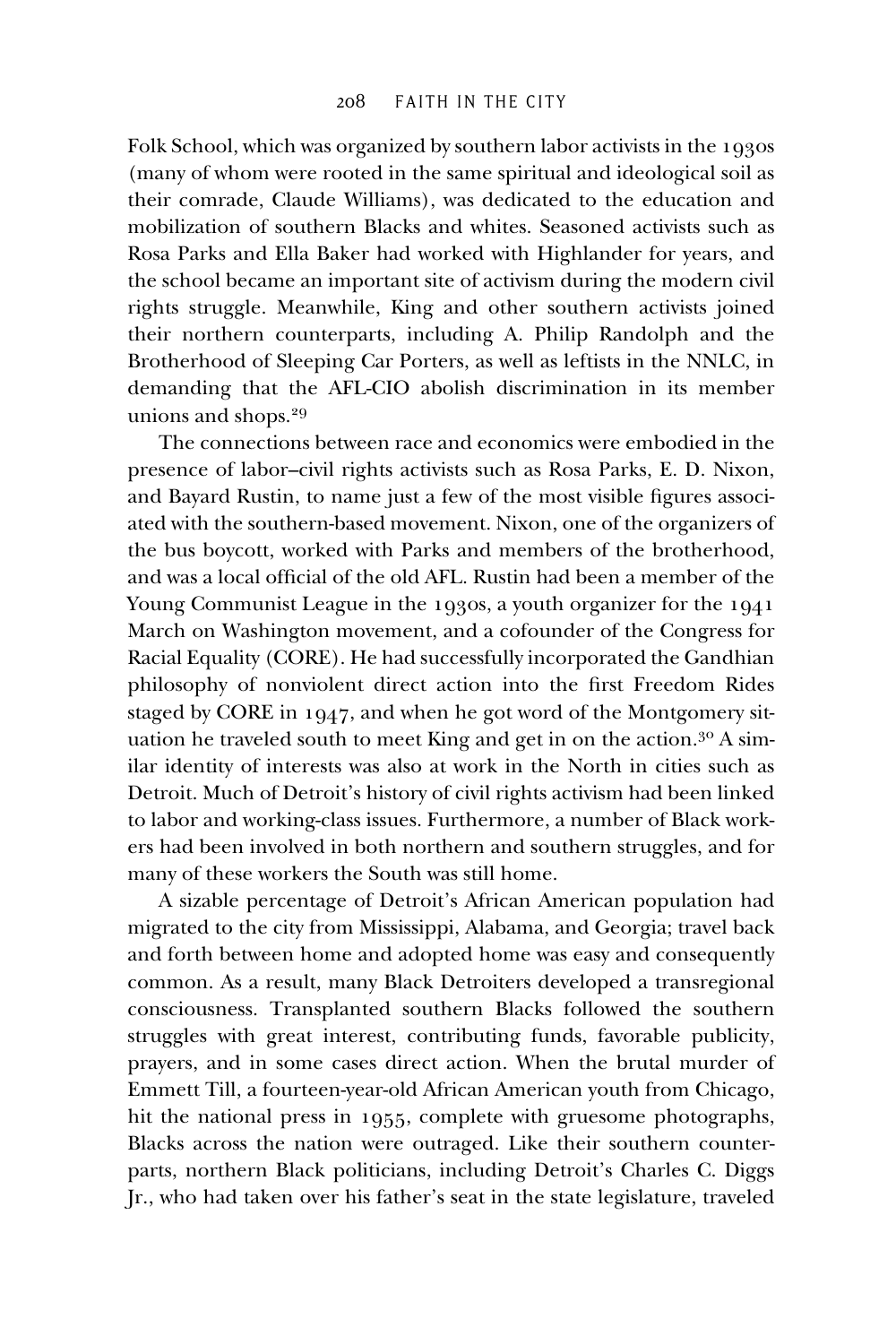Folk School, which was organized by southern labor activists in the 1930s (many of whom were rooted in the same spiritual and ideological soil as their comrade, Claude Williams), was dedicated to the education and mobilization of southern Blacks and whites. Seasoned activists such as Rosa Parks and Ella Baker had worked with Highlander for years, and the school became an important site of activism during the modern civil rights struggle. Meanwhile, King and other southern activists joined their northern counterparts, including A. Philip Randolph and the Brotherhood of Sleeping Car Porters, as well as leftists in the NNLC, in demanding that the AFL-CIO abolish discrimination in its member unions and shops.[29]

The connections between race and economics were embodied in the presence of labor–civil rights activists such as Rosa Parks, E. D. Nixon, and Bayard Rustin, to name just a few of the most visible figures associated with the southern-based movement. Nixon, one of the organizers of the bus boycott, worked with Parks and members of the brotherhood, and was a local official of the old AFL. Rustin had been a member of the Young Communist League in the 1930s, a youth organizer for the 1941 March on Washington movement, and a cofounder of the Congress for Racial Equality (CORE). He had successfully incorporated the Gandhian philosophy of nonviolent direct action into the first Freedom Rides staged by CORE in 1947, and when he got word of the Montgomery situation he traveled south to meet King and get in on the action.[30] A similar identity of interests was also at work in the North in cities such as Detroit. Much of Detroit's history of civil rights activism had been linked to labor and working-class issues. Furthermore, a number of Black workers had been involved in both northern and southern struggles, and for many of these workers the South was still home.

A sizable percentage of Detroit's African American population had migrated to the city from Mississippi, Alabama, and Georgia; travel back and forth between home and adopted home was easy and consequently common. As a result, many Black Detroiters developed a transregional consciousness. Transplanted southern Blacks followed the southern struggles with great interest, contributing funds, favorable publicity, prayers, and in some cases direct action. When the brutal murder of Emmett Till, a fourteen-year-old African American youth from Chicago, hit the national press in 1955, complete with gruesome photographs, Blacks across the nation were outraged. Like their southern counterparts, northern Black politicians, including Detroit's Charles C. Diggs Jr., who had taken over his father's seat in the state legislature, traveled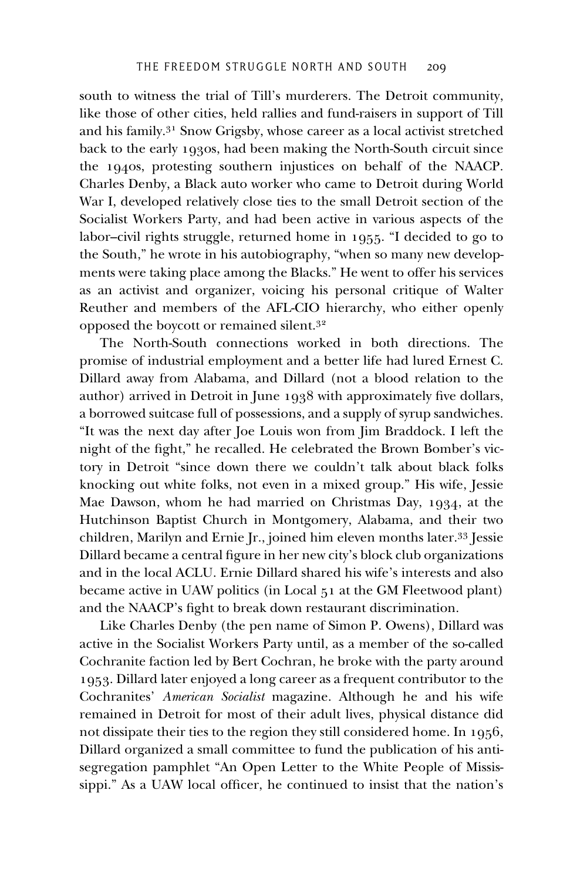south to witness the trial of Till's murderers. The Detroit community, like those of other cities, held rallies and fund-raisers in support of Till and his family.[31] Snow Grigsby, whose career as a local activist stretched back to the early 1930s, had been making the North-South circuit since the 1940s, protesting southern injustices on behalf of the NAACP. Charles Denby, a Black auto worker who came to Detroit during World War I, developed relatively close ties to the small Detroit section of the Socialist Workers Party, and had been active in various aspects of the labor–civil rights struggle, returned home in 1955. "I decided to go to the South," he wrote in his autobiography, "when so many new developments were taking place among the Blacks." He went to offer his services as an activist and organizer, voicing his personal critique of Walter Reuther and members of the AFL-CIO hierarchy, who either openly opposed the boycott or remained silent.[32]

The North-South connections worked in both directions. The promise of industrial employment and a better life had lured Ernest C. Dillard away from Alabama, and Dillard (not a blood relation to the author) arrived in Detroit in June 1938 with approximately five dollars, a borrowed suitcase full of possessions, and a supply of syrup sandwiches. "It was the next day after Joe Louis won from Jim Braddock. I left the night of the fight," he recalled. He celebrated the Brown Bomber's victory in Detroit "since down there we couldn't talk about black folks knocking out white folks, not even in a mixed group." His wife, Jessie Mae Dawson, whom he had married on Christmas Day, 1934, at the Hutchinson Baptist Church in Montgomery, Alabama, and their two children, Marilyn and Ernie Jr., joined him eleven months later.[33] Jessie Dillard became a central figure in her new city's block club organizations and in the local ACLU. Ernie Dillard shared his wife's interests and also became active in UAW politics (in Local 51 at the GM Fleetwood plant) and the NAACP's fight to break down restaurant discrimination.

Like Charles Denby (the pen name of Simon P. Owens), Dillard was active in the Socialist Workers Party until, as a member of the so-called Cochranite faction led by Bert Cochran, he broke with the party around 1953. Dillard later enjoyed a long career as a frequent contributor to the Cochranites' *American Socialist* magazine. Although he and his wife remained in Detroit for most of their adult lives, physical distance did not dissipate their ties to the region they still considered home. In 1956, Dillard organized a small committee to fund the publication of his anti-segregation pamphlet "An Open Letter to the White People of Mississippi." As a UAW local officer, he continued to insist that the nation's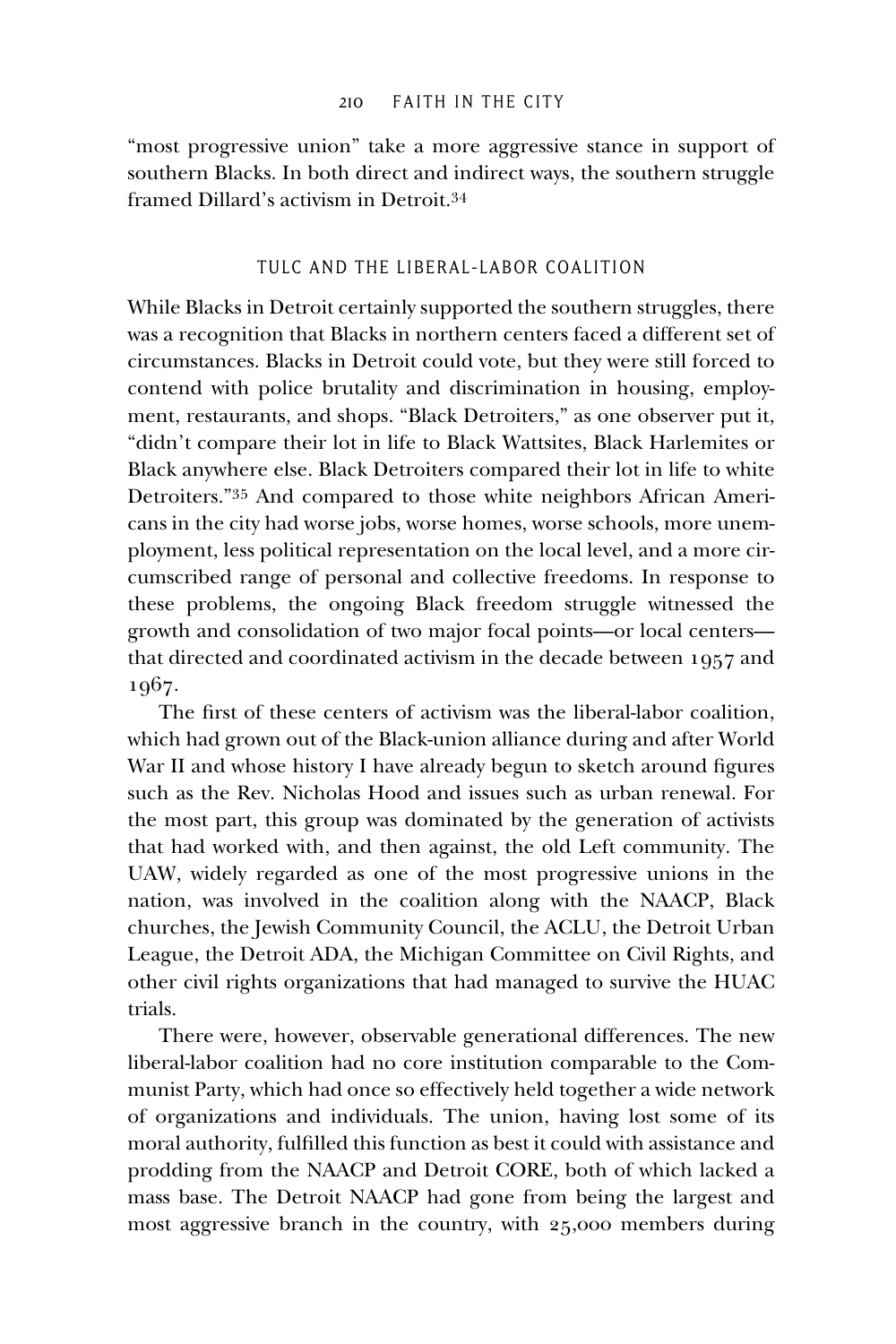"most progressive union" take a more aggressive stance in support of southern Blacks. In both direct and indirect ways, the southern struggle framed Dillard's activism in Detroit.[34]

## TULC AND THE LIBERAL-LABOR COALITION

While Blacks in Detroit certainly supported the southern struggles, there was a recognition that Blacks in northern centers faced a different set of circumstances. Blacks in Detroit could vote, but they were still forced to contend with police brutality and discrimination in housing, employment, restaurants, and shops. "Black Detroiters," as one observer put it, "didn't compare their lot in life to Black Wattsites, Black Harlemites or Black anywhere else. Black Detroiters compared their lot in life to white Detroiters."[35] And compared to those white neighbors African Americans in the city had worse jobs, worse homes, worse schools, more unemployment, less political representation on the local level, and a more circumscribed range of personal and collective freedoms. In response to these problems, the ongoing Black freedom struggle witnessed the growth and consolidation of two major focal points—or local centers—that directed and coordinated activism in the decade between 1957 and 1967.

The first of these centers of activism was the liberal-labor coalition, which had grown out of the Black-union alliance during and after World War II and whose history I have already begun to sketch around figures such as the Rev. Nicholas Hood and issues such as urban renewal. For the most part, this group was dominated by the generation of activists that had worked with, and then against, the old Left community. The UAW, widely regarded as one of the most progressive unions in the nation, was involved in the coalition along with the NAACP, Black churches, the Jewish Community Council, the ACLU, the Detroit Urban League, the Detroit ADA, the Michigan Committee on Civil Rights, and other civil rights organizations that had managed to survive the HUAC trials.

There were, however, observable generational differences. The new liberal-labor coalition had no core institution comparable to the Communist Party, which had once so effectively held together a wide network of organizations and individuals. The union, having lost some of its moral authority, fulfilled this function as best it could with assistance and prodding from the NAACP and Detroit CORE, both of which lacked a mass base. The Detroit NAACP had gone from being the largest and most aggressive branch in the country, with 25,000 members during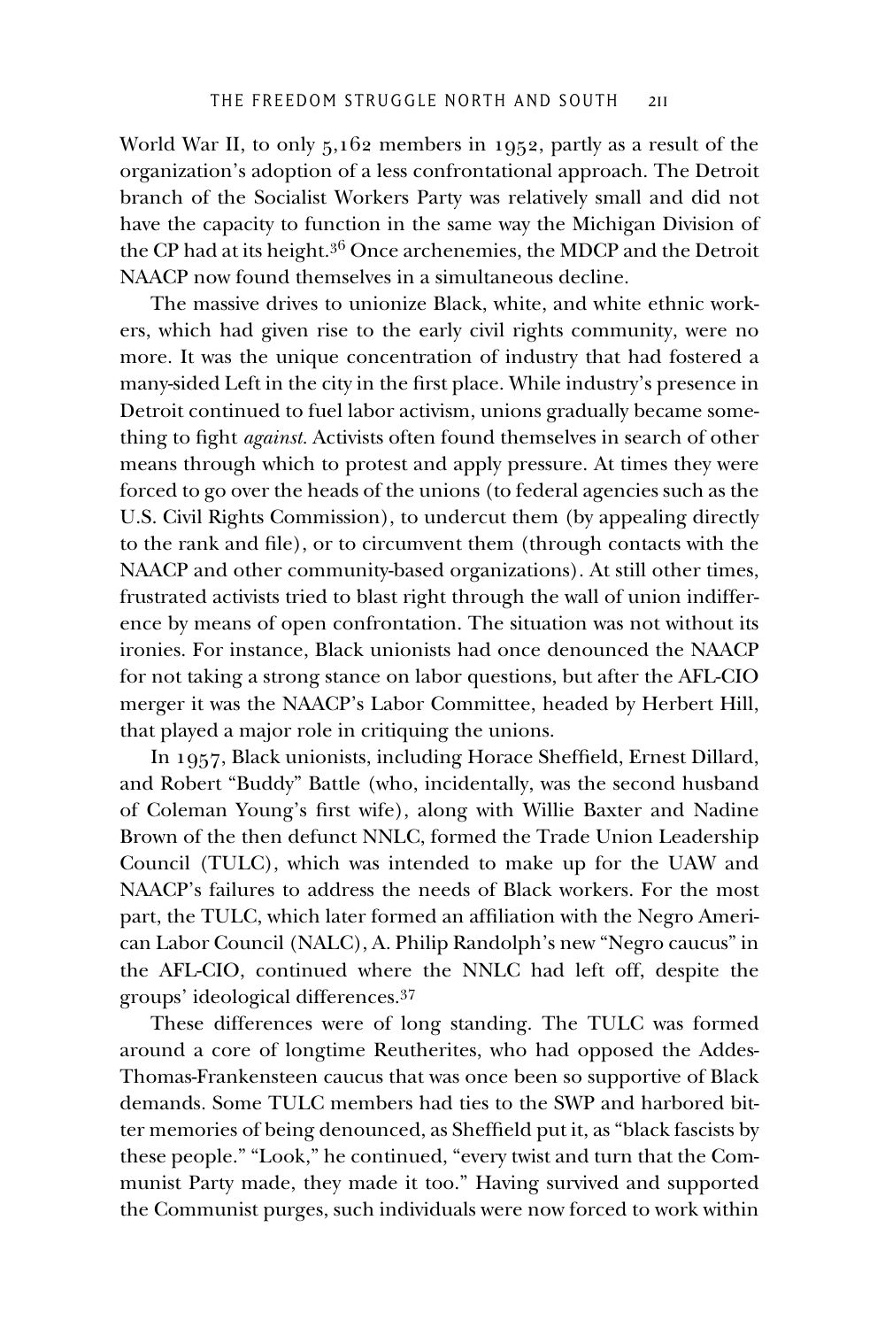World War II, to only 5,162 members in 1952, partly as a result of the organization's adoption of a less confrontational approach. The Detroit branch of the Socialist Workers Party was relatively small and did not have the capacity to function in the same way the Michigan Division of the CP had at its height.[36] Once archenemies, the MDCP and the Detroit NAACP now found themselves in a simultaneous decline.

The massive drives to unionize Black, white, and white ethnic workers, which had given rise to the early civil rights community, were no more. It was the unique concentration of industry that had fostered a many-sided Left in the city in the first place. While industry's presence in Detroit continued to fuel labor activism, unions gradually became something to fight *against*. Activists often found themselves in search of other means through which to protest and apply pressure. At times they were forced to go over the heads of the unions (to federal agencies such as the U.S. Civil Rights Commission), to undercut them (by appealing directly to the rank and file), or to circumvent them (through contacts with the NAACP and other community-based organizations). At still other times, frustrated activists tried to blast right through the wall of union indifference by means of open confrontation. The situation was not without its ironies. For instance, Black unionists had once denounced the NAACP for not taking a strong stance on labor questions, but after the AFL-CIO merger it was the NAACP's Labor Committee, headed by Herbert Hill, that played a major role in critiquing the unions.

In 1957, Black unionists, including Horace Sheffield, Ernest Dillard, and Robert "Buddy" Battle (who, incidentally, was the second husband of Coleman Young's first wife), along with Willie Baxter and Nadine Brown of the then defunct NNLC, formed the Trade Union Leadership Council (TULC), which was intended to make up for the UAW and NAACP's failures to address the needs of Black workers. For the most part, the TULC, which later formed an affiliation with the Negro American Labor Council (NALC), A. Philip Randolph's new "Negro caucus" in the AFL-CIO, continued where the NNLC had left off, despite the groups' ideological differences.[37]

These differences were of long standing. The TULC was formed around a core of longtime Reutherites, who had opposed the Addes-Thomas-Frankensteen caucus that was once been so supportive of Black demands. Some TULC members had ties to the SWP and harbored bitter memories of being denounced, as Sheffield put it, as "black fascists by these people." "Look," he continued, "every twist and turn that the Communist Party made, they made it too." Having survived and supported the Communist purges, such individuals were now forced to work within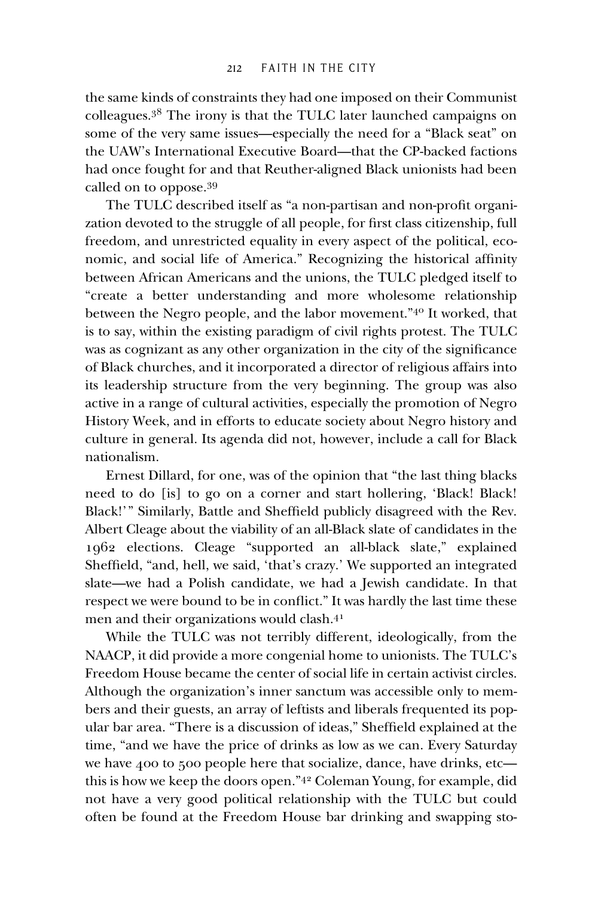the same kinds of constraints they had one imposed on their Communist colleagues.[38] The irony is that the TULC later launched campaigns on some of the very same issues—especially the need for a "Black seat" on the UAW's International Executive Board—that the CP-backed factions had once fought for and that Reuther-aligned Black unionists had been called on to oppose.[39]

The TULC described itself as "a non-partisan and non-profit organization devoted to the struggle of all people, for first class citizenship, full freedom, and unrestricted equality in every aspect of the political, economic, and social life of America." Recognizing the historical affinity between African Americans and the unions, the TULC pledged itself to "create a better understanding and more wholesome relationship between the Negro people, and the labor movement."[40] It worked, that is to say, within the existing paradigm of civil rights protest. The TULC was as cognizant as any other organization in the city of the significance of Black churches, and it incorporated a director of religious affairs into its leadership structure from the very beginning. The group was also active in a range of cultural activities, especially the promotion of Negro History Week, and in efforts to educate society about Negro history and culture in general. Its agenda did not, however, include a call for Black nationalism.

Ernest Dillard, for one, was of the opinion that "the last thing blacks need to do [is] to go on a corner and start hollering, 'Black! Black! Black!'" Similarly, Battle and Sheffield publicly disagreed with the Rev. Albert Cleage about the viability of an all-Black slate of candidates in the 1962 elections. Cleage "supported an all-black slate," explained Sheffield, "and, hell, we said, 'that's crazy.' We supported an integrated slate—we had a Polish candidate, we had a Jewish candidate. In that respect we were bound to be in conflict." It was hardly the last time these men and their organizations would clash.[41]

While the TULC was not terribly different, ideologically, from the NAACP, it did provide a more congenial home to unionists. The TULC's Freedom House became the center of social life in certain activist circles. Although the organization's inner sanctum was accessible only to members and their guests, an array of leftists and liberals frequented its popular bar area. "There is a discussion of ideas," Sheffield explained at the time, "and we have the price of drinks as low as we can. Every Saturday we have 400 to 500 people here that socialize, dance, have drinks, etc—this is how we keep the doors open."[42] Coleman Young, for example, did not have a very good political relationship with the TULC but could often be found at the Freedom House bar drinking and swapping sto-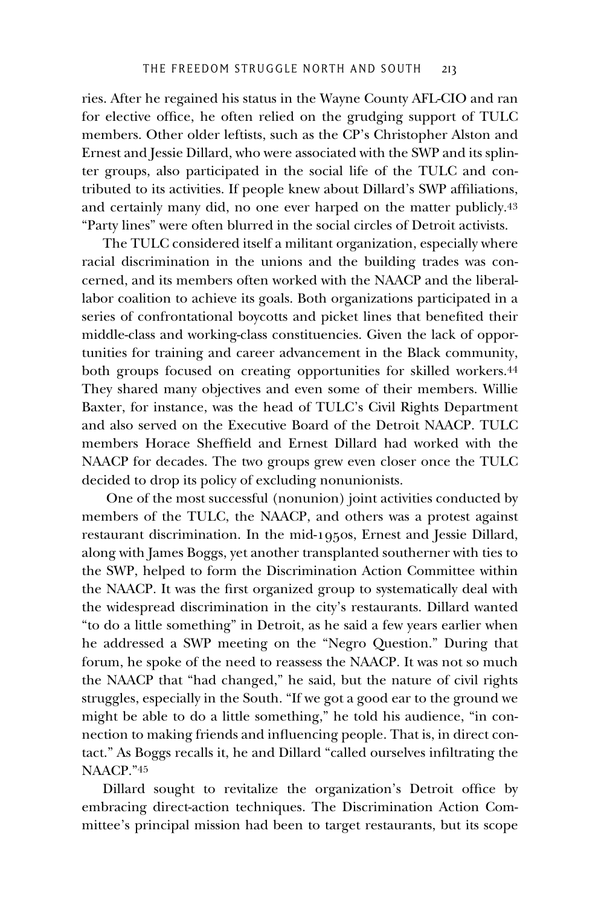ries. After he regained his status in the Wayne County AFL-CIO and ran for elective office, he often relied on the grudging support of TULC members. Other older leftists, such as the CP's Christopher Alston and Ernest and Jessie Dillard, who were associated with the SWP and its splinter groups, also participated in the social life of the TULC and contributed to its activities. If people knew about Dillard's SWP affiliations, and certainly many did, no one ever harped on the matter publicly.[43] "Party lines" were often blurred in the social circles of Detroit activists.

The TULC considered itself a militant organization, especially where racial discrimination in the unions and the building trades was concerned, and its members often worked with the NAACP and the liberal-labor coalition to achieve its goals. Both organizations participated in a series of confrontational boycotts and picket lines that benefited their middle-class and working-class constituencies. Given the lack of opportunities for training and career advancement in the Black community, both groups focused on creating opportunities for skilled workers.[44] They shared many objectives and even some of their members. Willie Baxter, for instance, was the head of TULC's Civil Rights Department and also served on the Executive Board of the Detroit NAACP. TULC members Horace Sheffield and Ernest Dillard had worked with the NAACP for decades. The two groups grew even closer once the TULC decided to drop its policy of excluding nonunionists.

One of the most successful (nonunion) joint activities conducted by members of the TULC, the NAACP, and others was a protest against restaurant discrimination. In the mid-1950s, Ernest and Jessie Dillard, along with James Boggs, yet another transplanted southerner with ties to the SWP, helped to form the Discrimination Action Committee within the NAACP. It was the first organized group to systematically deal with the widespread discrimination in the city's restaurants. Dillard wanted "to do a little something" in Detroit, as he said a few years earlier when he addressed a SWP meeting on the "Negro Question." During that forum, he spoke of the need to reassess the NAACP. It was not so much the NAACP that "had changed," he said, but the nature of civil rights struggles, especially in the South. "If we got a good ear to the ground we might be able to do a little something," he told his audience, "in connection to making friends and influencing people. That is, in direct contact." As Boggs recalls it, he and Dillard "called ourselves infiltrating the NAACP."[45]

Dillard sought to revitalize the organization's Detroit office by embracing direct-action techniques. The Discrimination Action Committee's principal mission had been to target restaurants, but its scope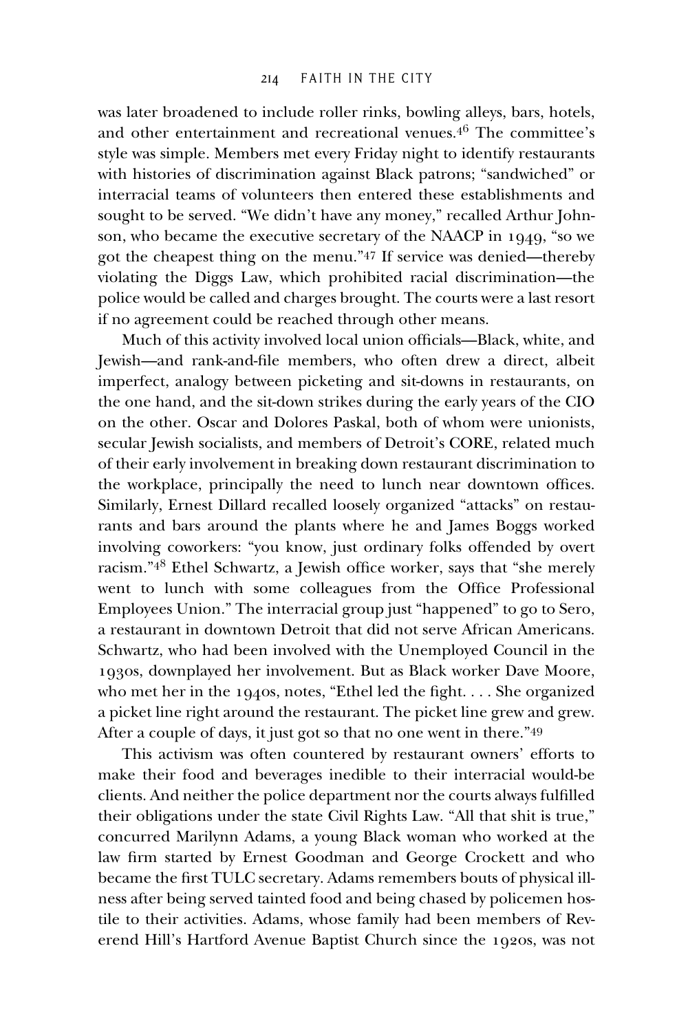was later broadened to include roller rinks, bowling alleys, bars, hotels, and other entertainment and recreational venues.[46] The committee's style was simple. Members met every Friday night to identify restaurants with histories of discrimination against Black patrons; "sandwiched" or interracial teams of volunteers then entered these establishments and sought to be served. "We didn't have any money," recalled Arthur Johnson, who became the executive secretary of the NAACP in 1949, "so we got the cheapest thing on the menu."[47] If service was denied—thereby violating the Diggs Law, which prohibited racial discrimination—the police would be called and charges brought. The courts were a last resort if no agreement could be reached through other means.

Much of this activity involved local union officials—Black, white, and Jewish—and rank-and-file members, who often drew a direct, albeit imperfect, analogy between picketing and sit-downs in restaurants, on the one hand, and the sit-down strikes during the early years of the CIO on the other. Oscar and Dolores Paskal, both of whom were unionists, secular Jewish socialists, and members of Detroit's CORE, related much of their early involvement in breaking down restaurant discrimination to the workplace, principally the need to lunch near downtown offices. Similarly, Ernest Dillard recalled loosely organized "attacks" on restaurants and bars around the plants where he and James Boggs worked involving coworkers: "you know, just ordinary folks offended by overt racism."[48] Ethel Schwartz, a Jewish office worker, says that "she merely went to lunch with some colleagues from the Office Professional Employees Union." The interracial group just "happened" to go to Sero, a restaurant in downtown Detroit that did not serve African Americans. Schwartz, who had been involved with the Unemployed Council in the 1930s, downplayed her involvement. But as Black worker Dave Moore, who met her in the 1940s, notes, "Ethel led the fight. . . . She organized a picket line right around the restaurant. The picket line grew and grew. After a couple of days, it just got so that no one went in there."[49]

This activism was often countered by restaurant owners' efforts to make their food and beverages inedible to their interracial would-be clients. And neither the police department nor the courts always fulfilled their obligations under the state Civil Rights Law. "All that shit is true," concurred Marilynn Adams, a young Black woman who worked at the law firm started by Ernest Goodman and George Crockett and who became the first TULC secretary. Adams remembers bouts of physical illness after being served tainted food and being chased by policemen hostile to their activities. Adams, whose family had been members of Reverend Hill's Hartford Avenue Baptist Church since the 1920s, was not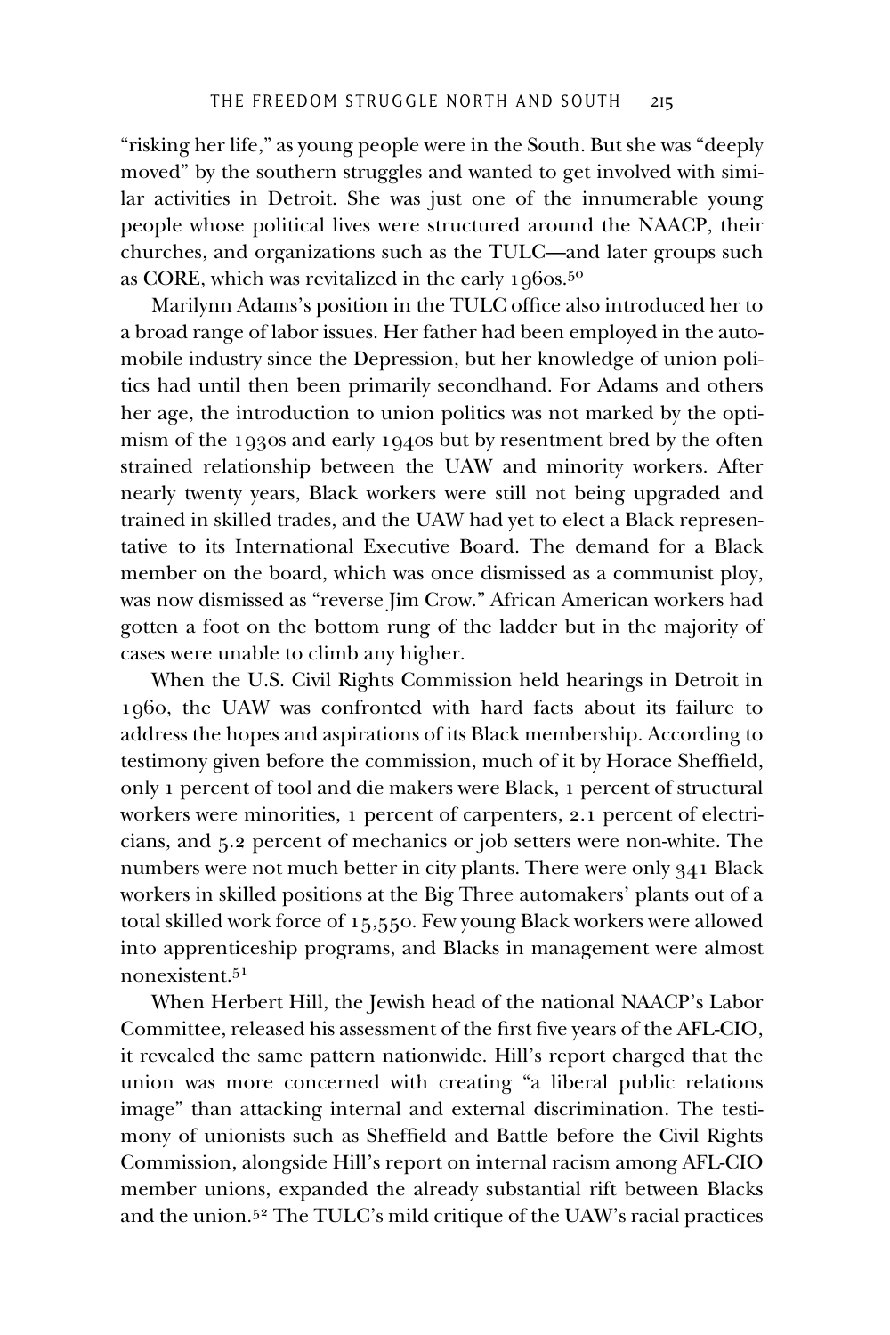"risking her life," as young people were in the South. But she was "deeply moved" by the southern struggles and wanted to get involved with similar activities in Detroit. She was just one of the innumerable young people whose political lives were structured around the NAACP, their churches, and organizations such as the TULC—and later groups such as CORE, which was revitalized in the early 1960s.[50]

Marilynn Adams's position in the TULC office also introduced her to a broad range of labor issues. Her father had been employed in the automobile industry since the Depression, but her knowledge of union politics had until then been primarily secondhand. For Adams and others her age, the introduction to union politics was not marked by the optimism of the 1930s and early 1940s but by resentment bred by the often strained relationship between the UAW and minority workers. After nearly twenty years, Black workers were still not being upgraded and trained in skilled trades, and the UAW had yet to elect a Black representative to its International Executive Board. The demand for a Black member on the board, which was once dismissed as a communist ploy, was now dismissed as "reverse Jim Crow." African American workers had gotten a foot on the bottom rung of the ladder but in the majority of cases were unable to climb any higher.

When the U.S. Civil Rights Commission held hearings in Detroit in 1960, the UAW was confronted with hard facts about its failure to address the hopes and aspirations of its Black membership. According to testimony given before the commission, much of it by Horace Sheffield, only 1 percent of tool and die makers were Black, 1 percent of structural workers were minorities, 1 percent of carpenters, 2.1 percent of electricians, and 5.2 percent of mechanics or job setters were non-white. The numbers were not much better in city plants. There were only 341 Black workers in skilled positions at the Big Three automakers' plants out of a total skilled work force of 15,550. Few young Black workers were allowed into apprenticeship programs, and Blacks in management were almost nonexistent.[51]

When Herbert Hill, the Jewish head of the national NAACP's Labor Committee, released his assessment of the first five years of the AFL-CIO, it revealed the same pattern nationwide. Hill's report charged that the union was more concerned with creating "a liberal public relations image" than attacking internal and external discrimination. The testimony of unionists such as Sheffield and Battle before the Civil Rights Commission, alongside Hill's report on internal racism among AFL-CIO member unions, expanded the already substantial rift between Blacks and the union.[52] The TULC's mild critique of the UAW's racial practices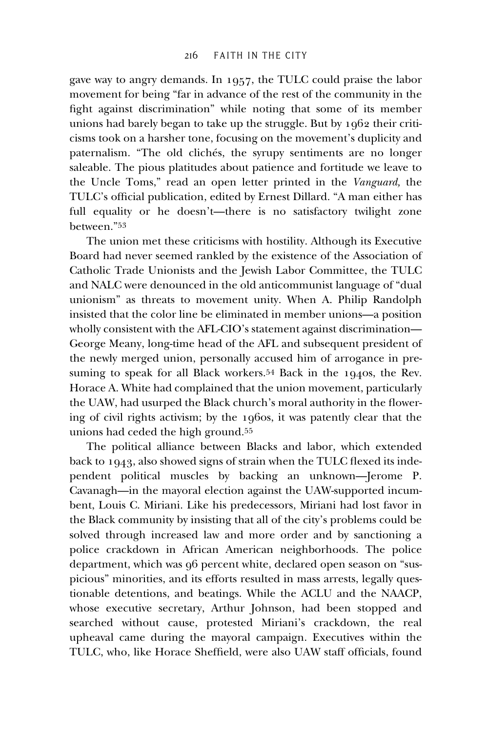gave way to angry demands. In 1957, the TULC could praise the labor movement for being "far in advance of the rest of the community in the fight against discrimination" while noting that some of its member unions had barely began to take up the struggle. But by 1962 their criticisms took on a harsher tone, focusing on the movement's duplicity and paternalism. "The old clichés, the syrupy sentiments are no longer saleable. The pious platitudes about patience and fortitude we leave to the Uncle Toms," read an open letter printed in the *Vanguard,* the TULC's official publication, edited by Ernest Dillard. "A man either has full equality or he doesn't—there is no satisfactory twilight zone between."[53]

The union met these criticisms with hostility. Although its Executive Board had never seemed rankled by the existence of the Association of Catholic Trade Unionists and the Jewish Labor Committee, the TULC and NALC were denounced in the old anticommunist language of "dual unionism" as threats to movement unity. When A. Philip Randolph insisted that the color line be eliminated in member unions—a position wholly consistent with the AFL-CIO's statement against discrimination—George Meany, long-time head of the AFL and subsequent president of the newly merged union, personally accused him of arrogance in presuming to speak for all Black workers.[54] Back in the 1940s, the Rev. Horace A. White had complained that the union movement, particularly the UAW, had usurped the Black church's moral authority in the flowering of civil rights activism; by the 1960s, it was patently clear that the unions had ceded the high ground.[55]

The political alliance between Blacks and labor, which extended back to 1943, also showed signs of strain when the TULC flexed its independent political muscles by backing an unknown—Jerome P. Cavanagh—in the mayoral election against the UAW-supported incumbent, Louis C. Miriani. Like his predecessors, Miriani had lost favor in the Black community by insisting that all of the city's problems could be solved through increased law and more order and by sanctioning a police crackdown in African American neighborhoods. The police department, which was 96 percent white, declared open season on "suspicious" minorities, and its efforts resulted in mass arrests, legally questionable detentions, and beatings. While the ACLU and the NAACP, whose executive secretary, Arthur Johnson, had been stopped and searched without cause, protested Miriani's crackdown, the real upheaval came during the mayoral campaign. Executives within the TULC, who, like Horace Sheffield, were also UAW staff officials, found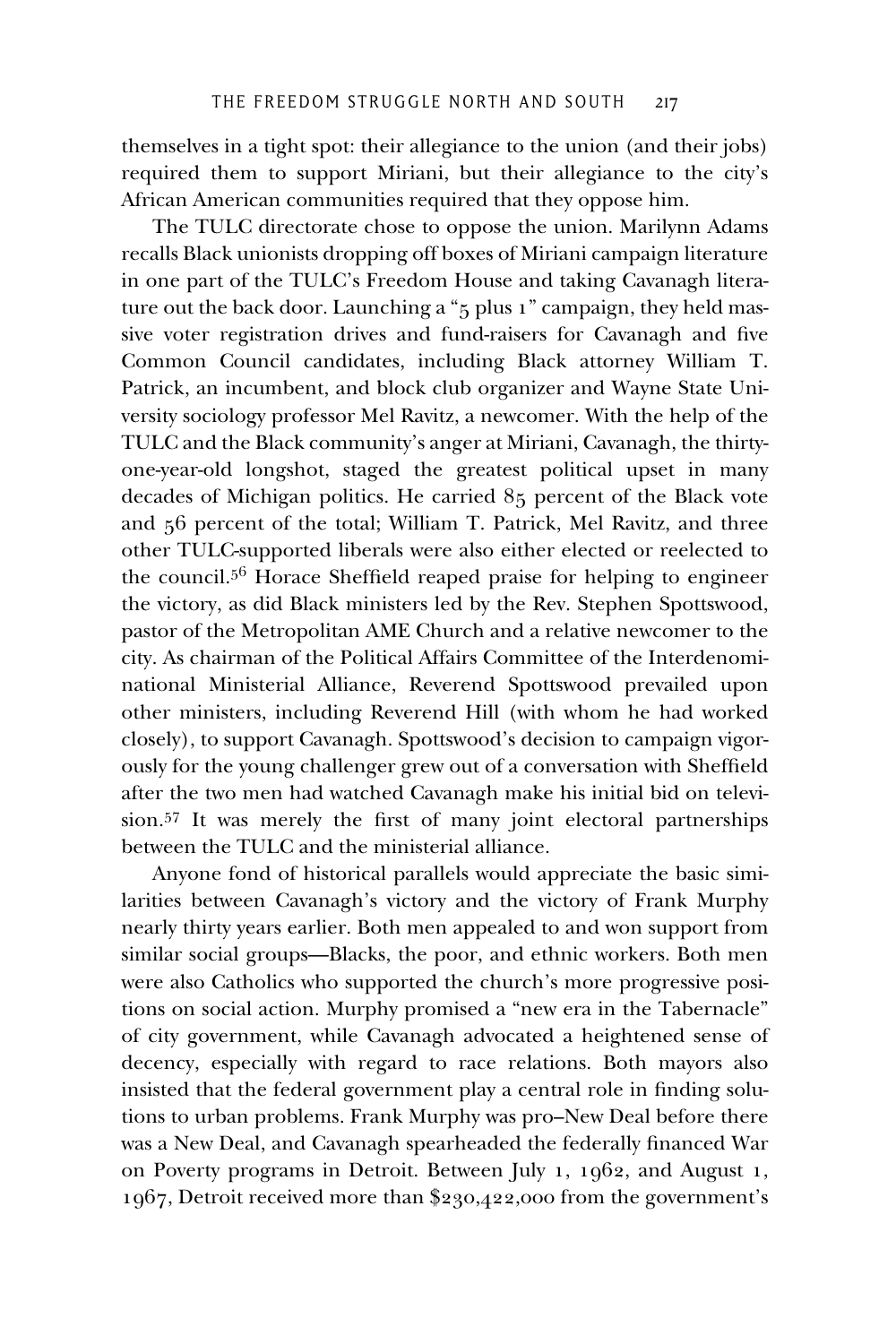themselves in a tight spot: their allegiance to the union (and their jobs) required them to support Miriani, but their allegiance to the city's African American communities required that they oppose him.

The TULC directorate chose to oppose the union. Marilynn Adams recalls Black unionists dropping off boxes of Miriani campaign literature in one part of the TULC's Freedom House and taking Cavanagh literature out the back door. Launching a "5 plus 1" campaign, they held massive voter registration drives and fund-raisers for Cavanagh and five Common Council candidates, including Black attorney William T. Patrick, an incumbent, and block club organizer and Wayne State University sociology professor Mel Ravitz, a newcomer. With the help of the TULC and the Black community's anger at Miriani, Cavanagh, the thirty-one-year-old longshot, staged the greatest political upset in many decades of Michigan politics. He carried 85 percent of the Black vote and 56 percent of the total; William T. Patrick, Mel Ravitz, and three other TULC-supported liberals were also either elected or reelected to the council.[56] Horace Sheffield reaped praise for helping to engineer the victory, as did Black ministers led by the Rev. Stephen Spottswood, pastor of the Metropolitan AME Church and a relative newcomer to the city. As chairman of the Political Affairs Committee of the Interdenominational Ministerial Alliance, Reverend Spottswood prevailed upon other ministers, including Reverend Hill (with whom he had worked closely), to support Cavanagh. Spottswood's decision to campaign vigorously for the young challenger grew out of a conversation with Sheffield after the two men had watched Cavanagh make his initial bid on television.[57] It was merely the first of many joint electoral partnerships between the TULC and the ministerial alliance.

Anyone fond of historical parallels would appreciate the basic similarities between Cavanagh's victory and the victory of Frank Murphy nearly thirty years earlier. Both men appealed to and won support from similar social groups—Blacks, the poor, and ethnic workers. Both men were also Catholics who supported the church's more progressive positions on social action. Murphy promised a "new era in the Tabernacle" of city government, while Cavanagh advocated a heightened sense of decency, especially with regard to race relations. Both mayors also insisted that the federal government play a central role in finding solutions to urban problems. Frank Murphy was pro–New Deal before there was a New Deal, and Cavanagh spearheaded the federally financed War on Poverty programs in Detroit. Between July 1, 1962, and August 1, 1967, Detroit received more than $230,422,000 from the government's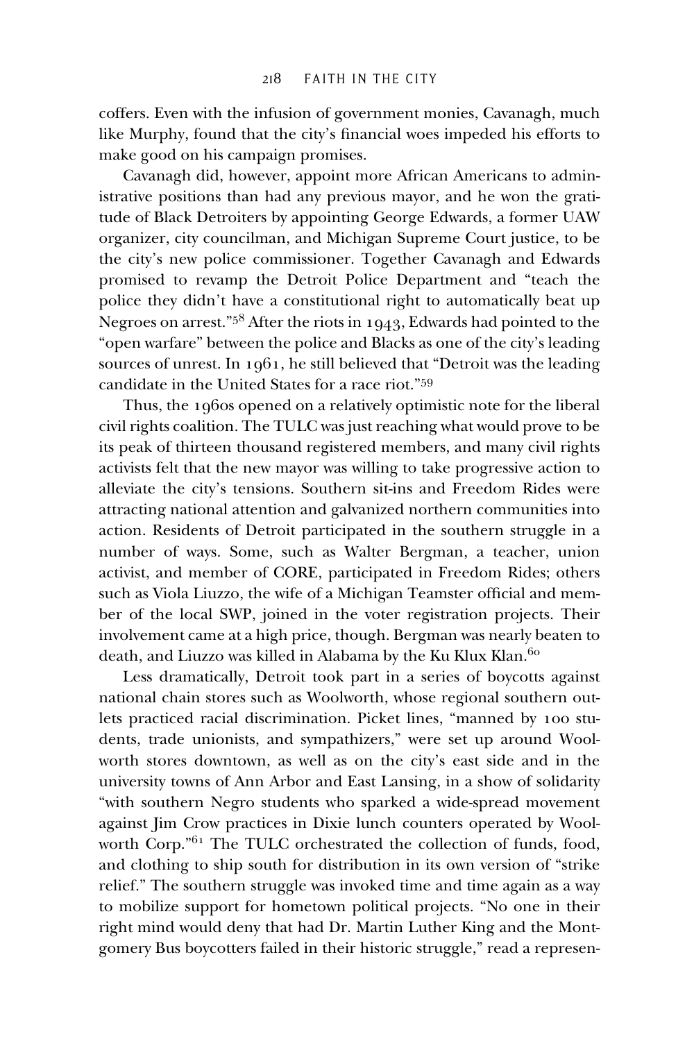coffers. Even with the infusion of government monies, Cavanagh, much like Murphy, found that the city's financial woes impeded his efforts to make good on his campaign promises.

Cavanagh did, however, appoint more African Americans to administrative positions than had any previous mayor, and he won the gratitude of Black Detroiters by appointing George Edwards, a former UAW organizer, city councilman, and Michigan Supreme Court justice, to be the city's new police commissioner. Together Cavanagh and Edwards promised to revamp the Detroit Police Department and "teach the police they didn't have a constitutional right to automatically beat up Negroes on arrest."[58] After the riots in 1943, Edwards had pointed to the "open warfare" between the police and Blacks as one of the city's leading sources of unrest. In 1961, he still believed that "Detroit was the leading candidate in the United States for a race riot."[59]

Thus, the 1960s opened on a relatively optimistic note for the liberal civil rights coalition. The TULC was just reaching what would prove to be its peak of thirteen thousand registered members, and many civil rights activists felt that the new mayor was willing to take progressive action to alleviate the city's tensions. Southern sit-ins and Freedom Rides were attracting national attention and galvanized northern communities into action. Residents of Detroit participated in the southern struggle in a number of ways. Some, such as Walter Bergman, a teacher, union activist, and member of CORE, participated in Freedom Rides; others such as Viola Liuzzo, the wife of a Michigan Teamster official and member of the local SWP, joined in the voter registration projects. Their involvement came at a high price, though. Bergman was nearly beaten to death, and Liuzzo was killed in Alabama by the Ku Klux Klan.[60]

Less dramatically, Detroit took part in a series of boycotts against national chain stores such as Woolworth, whose regional southern outlets practiced racial discrimination. Picket lines, "manned by 100 students, trade unionists, and sympathizers," were set up around Woolworth stores downtown, as well as on the city's east side and in the university towns of Ann Arbor and East Lansing, in a show of solidarity "with southern Negro students who sparked a wide-spread movement against Jim Crow practices in Dixie lunch counters operated by Woolworth Corp."[61] The TULC orchestrated the collection of funds, food, and clothing to ship south for distribution in its own version of "strike relief." The southern struggle was invoked time and time again as a way to mobilize support for hometown political projects. "No one in their right mind would deny that had Dr. Martin Luther King and the Montgomery Bus boycotters failed in their historic struggle," read a represen-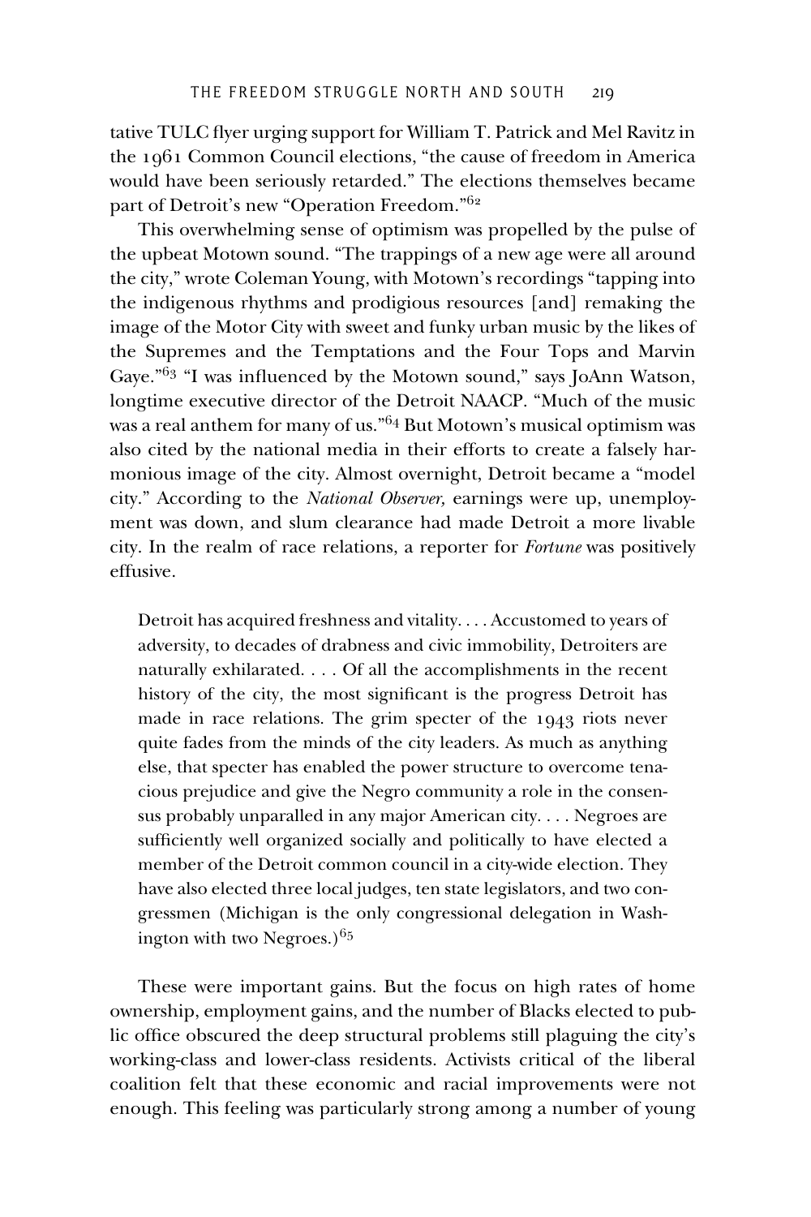tative TULC flyer urging support for William T. Patrick and Mel Ravitz in the 1961 Common Council elections, "the cause of freedom in America would have been seriously retarded." The elections themselves became part of Detroit's new "Operation Freedom."[62]

This overwhelming sense of optimism was propelled by the pulse of the upbeat Motown sound. "The trappings of a new age were all around the city," wrote Coleman Young, with Motown's recordings "tapping into the indigenous rhythms and prodigious resources [and] remaking the image of the Motor City with sweet and funky urban music by the likes of the Supremes and the Temptations and the Four Tops and Marvin Gaye."[63] "I was influenced by the Motown sound," says JoAnn Watson, longtime executive director of the Detroit NAACP. "Much of the music was a real anthem for many of us."[64] But Motown's musical optimism was also cited by the national media in their efforts to create a falsely harmonious image of the city. Almost overnight, Detroit became a "model city." According to the *National Observer,* earnings were up, unemployment was down, and slum clearance had made Detroit a more livable city. In the realm of race relations, a reporter for *Fortune* was positively effusive.

> Detroit has acquired freshness and vitality. . . . Accustomed to years of adversity, to decades of drabness and civic immobility, Detroiters are naturally exhilarated. . . . Of all the accomplishments in the recent history of the city, the most significant is the progress Detroit has made in race relations. The grim specter of the 1943 riots never quite fades from the minds of the city leaders. As much as anything else, that specter has enabled the power structure to overcome tenacious prejudice and give the Negro community a role in the consensus probably unparalled in any major American city. . . . Negroes are sufficiently well organized socially and politically to have elected a member of the Detroit common council in a city-wide election. They have also elected three local judges, ten state legislators, and two congressmen (Michigan is the only congressional delegation in Washington with two Negroes.)[65]

These were important gains. But the focus on high rates of home ownership, employment gains, and the number of Blacks elected to public office obscured the deep structural problems still plaguing the city's working-class and lower-class residents. Activists critical of the liberal coalition felt that these economic and racial improvements were not enough. This feeling was particularly strong among a number of young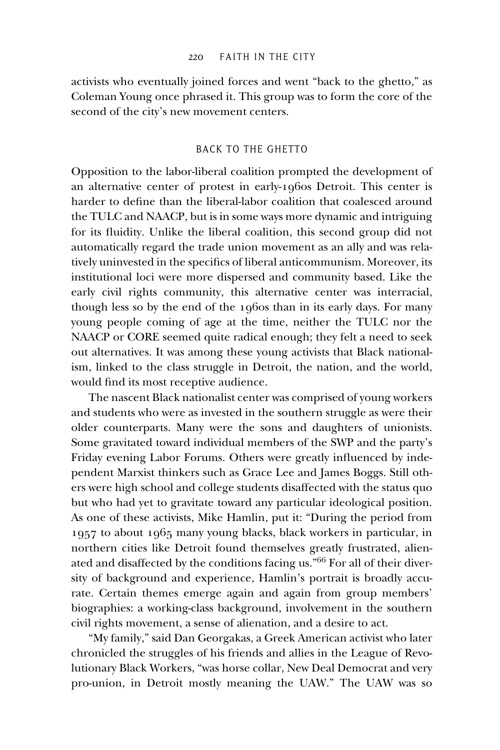activists who eventually joined forces and went "back to the ghetto," as Coleman Young once phrased it. This group was to form the core of the second of the city's new movement centers.

## BACK TO THE GHETTO

Opposition to the labor-liberal coalition prompted the development of an alternative center of protest in early-1960s Detroit. This center is harder to define than the liberal-labor coalition that coalesced around the TULC and NAACP, but is in some ways more dynamic and intriguing for its fluidity. Unlike the liberal coalition, this second group did not automatically regard the trade union movement as an ally and was relatively uninvested in the specifics of liberal anticommunism. Moreover, its institutional loci were more dispersed and community based. Like the early civil rights community, this alternative center was interracial, though less so by the end of the 1960s than in its early days. For many young people coming of age at the time, neither the TULC nor the NAACP or CORE seemed quite radical enough; they felt a need to seek out alternatives. It was among these young activists that Black nationalism, linked to the class struggle in Detroit, the nation, and the world, would find its most receptive audience.

The nascent Black nationalist center was comprised of young workers and students who were as invested in the southern struggle as were their older counterparts. Many were the sons and daughters of unionists. Some gravitated toward individual members of the SWP and the party's Friday evening Labor Forums. Others were greatly influenced by independent Marxist thinkers such as Grace Lee and James Boggs. Still others were high school and college students disaffected with the status quo but who had yet to gravitate toward any particular ideological position. As one of these activists, Mike Hamlin, put it: "During the period from 1957 to about 1965 many young blacks, black workers in particular, in northern cities like Detroit found themselves greatly frustrated, alienated and disaffected by the conditions facing us."[66] For all of their diversity of background and experience, Hamlin's portrait is broadly accurate. Certain themes emerge again and again from group members' biographies: a working-class background, involvement in the southern civil rights movement, a sense of alienation, and a desire to act.

"My family," said Dan Georgakas, a Greek American activist who later chronicled the struggles of his friends and allies in the League of Revolutionary Black Workers, "was horse collar, New Deal Democrat and very pro-union, in Detroit mostly meaning the UAW." The UAW was so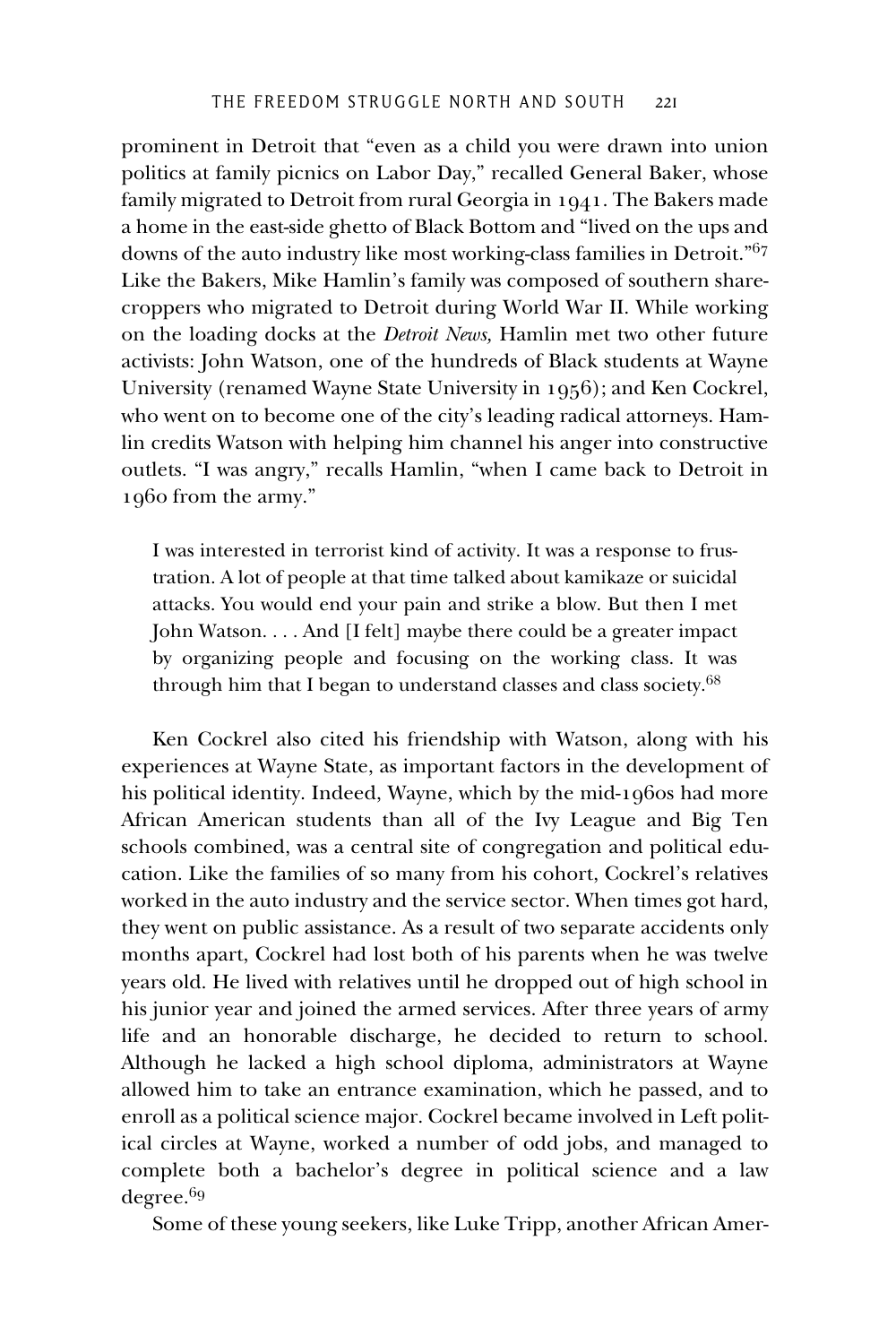prominent in Detroit that "even as a child you were drawn into union politics at family picnics on Labor Day," recalled General Baker, whose family migrated to Detroit from rural Georgia in 1941. The Bakers made a home in the east-side ghetto of Black Bottom and "lived on the ups and downs of the auto industry like most working-class families in Detroit."[67] Like the Bakers, Mike Hamlin's family was composed of southern sharecroppers who migrated to Detroit during World War II. While working on the loading docks at the *Detroit News,* Hamlin met two other future activists: John Watson, one of the hundreds of Black students at Wayne University (renamed Wayne State University in 1956); and Ken Cockrel, who went on to become one of the city's leading radical attorneys. Hamlin credits Watson with helping him channel his anger into constructive outlets. "I was angry," recalls Hamlin, "when I came back to Detroit in 1960 from the army."

> I was interested in terrorist kind of activity. It was a response to frustration. A lot of people at that time talked about kamikaze or suicidal attacks. You would end your pain and strike a blow. But then I met John Watson. . . . And [I felt] maybe there could be a greater impact by organizing people and focusing on the working class. It was through him that I began to understand classes and class society.[68]

Ken Cockrel also cited his friendship with Watson, along with his experiences at Wayne State, as important factors in the development of his political identity. Indeed, Wayne, which by the mid-1960s had more African American students than all of the Ivy League and Big Ten schools combined, was a central site of congregation and political education. Like the families of so many from his cohort, Cockrel's relatives worked in the auto industry and the service sector. When times got hard, they went on public assistance. As a result of two separate accidents only months apart, Cockrel had lost both of his parents when he was twelve years old. He lived with relatives until he dropped out of high school in his junior year and joined the armed services. After three years of army life and an honorable discharge, he decided to return to school. Although he lacked a high school diploma, administrators at Wayne allowed him to take an entrance examination, which he passed, and to enroll as a political science major. Cockrel became involved in Left political circles at Wayne, worked a number of odd jobs, and managed to complete both a bachelor's degree in political science and a law degree.[69]

Some of these young seekers, like Luke Tripp, another African Amer-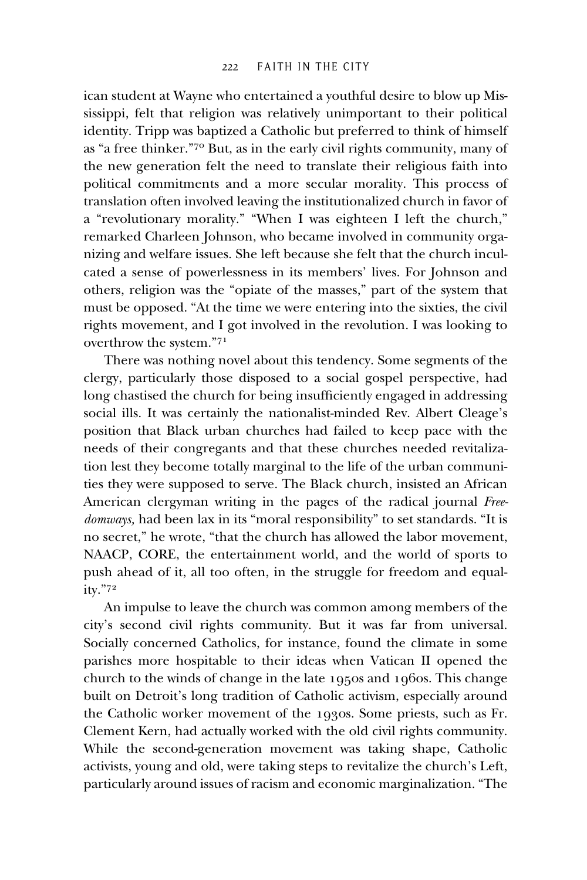ican student at Wayne who entertained a youthful desire to blow up Mississippi, felt that religion was relatively unimportant to their political identity. Tripp was baptized a Catholic but preferred to think of himself as "a free thinker."[70] But, as in the early civil rights community, many of the new generation felt the need to translate their religious faith into political commitments and a more secular morality. This process of translation often involved leaving the institutionalized church in favor of a "revolutionary morality." "When I was eighteen I left the church," remarked Charleen Johnson, who became involved in community organizing and welfare issues. She left because she felt that the church inculcated a sense of powerlessness in its members' lives. For Johnson and others, religion was the "opiate of the masses," part of the system that must be opposed. "At the time we were entering into the sixties, the civil rights movement, and I got involved in the revolution. I was looking to overthrow the system."[71]

There was nothing novel about this tendency. Some segments of the clergy, particularly those disposed to a social gospel perspective, had long chastised the church for being insufficiently engaged in addressing social ills. It was certainly the nationalist-minded Rev. Albert Cleage's position that Black urban churches had failed to keep pace with the needs of their congregants and that these churches needed revitalization lest they become totally marginal to the life of the urban communities they were supposed to serve. The Black church, insisted an African American clergyman writing in the pages of the radical journal *Freedomways,* had been lax in its "moral responsibility" to set standards. "It is no secret," he wrote, "that the church has allowed the labor movement, NAACP, CORE, the entertainment world, and the world of sports to push ahead of it, all too often, in the struggle for freedom and equality."[72]

An impulse to leave the church was common among members of the city's second civil rights community. But it was far from universal. Socially concerned Catholics, for instance, found the climate in some parishes more hospitable to their ideas when Vatican II opened the church to the winds of change in the late 1950s and 1960s. This change built on Detroit's long tradition of Catholic activism, especially around the Catholic worker movement of the 1930s. Some priests, such as Fr. Clement Kern, had actually worked with the old civil rights community. While the second-generation movement was taking shape, Catholic activists, young and old, were taking steps to revitalize the church's Left, particularly around issues of racism and economic marginalization. "The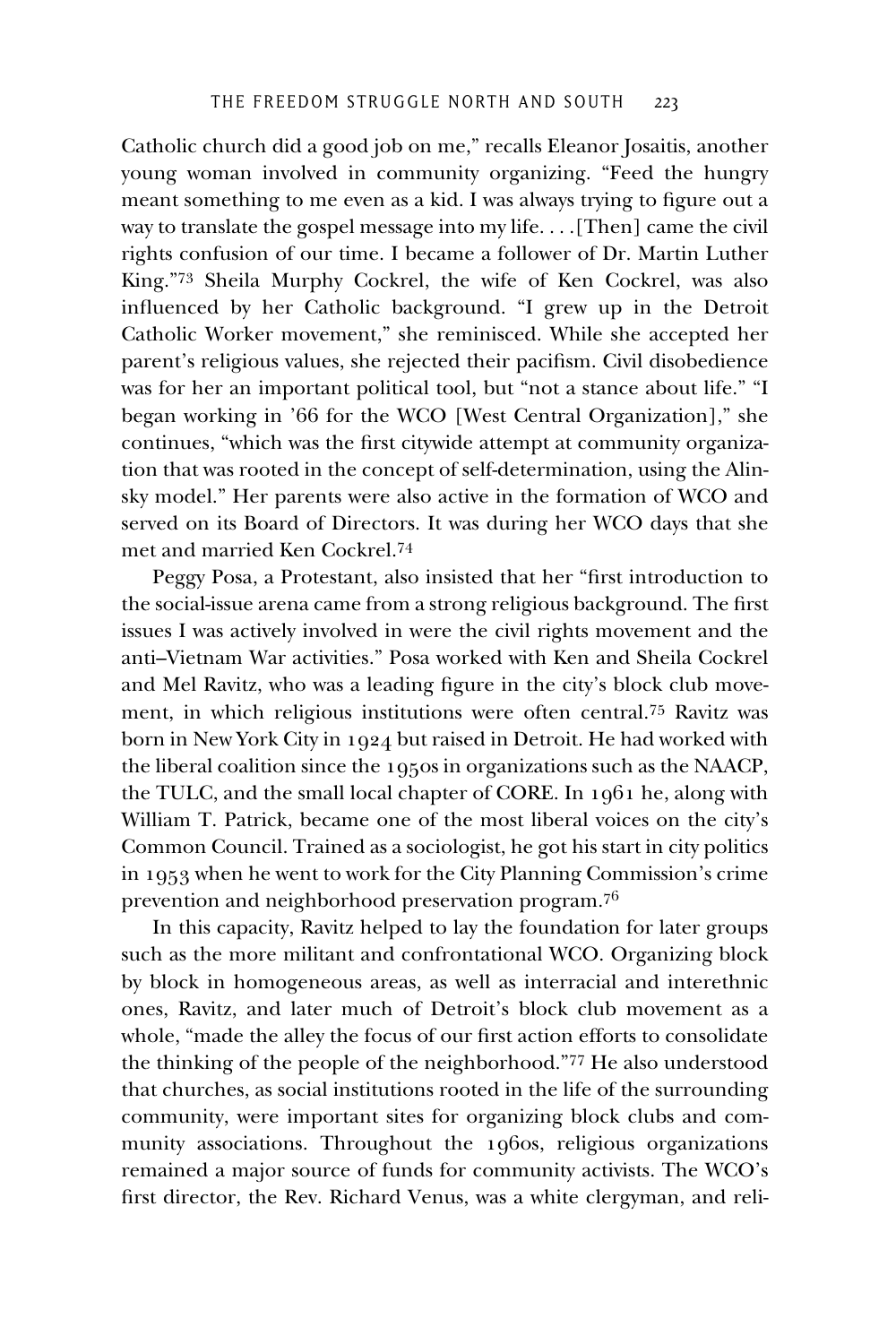Catholic church did a good job on me," recalls Eleanor Josaitis, another young woman involved in community organizing. "Feed the hungry meant something to me even as a kid. I was always trying to figure out a way to translate the gospel message into my life. . . .[Then] came the civil rights confusion of our time. I became a follower of Dr. Martin Luther King."[73] Sheila Murphy Cockrel, the wife of Ken Cockrel, was also influenced by her Catholic background. "I grew up in the Detroit Catholic Worker movement," she reminisced. While she accepted her parent's religious values, she rejected their pacifism. Civil disobedience was for her an important political tool, but "not a stance about life." "I began working in '66 for the WCO [West Central Organization]," she continues, "which was the first citywide attempt at community organization that was rooted in the concept of self-determination, using the Alinsky model." Her parents were also active in the formation of WCO and served on its Board of Directors. It was during her WCO days that she met and married Ken Cockrel.[74]

Peggy Posa, a Protestant, also insisted that her "first introduction to the social-issue arena came from a strong religious background. The first issues I was actively involved in were the civil rights movement and the anti–Vietnam War activities." Posa worked with Ken and Sheila Cockrel and Mel Ravitz, who was a leading figure in the city's block club movement, in which religious institutions were often central.[75] Ravitz was born in New York City in 1924 but raised in Detroit. He had worked with the liberal coalition since the 1950s in organizations such as the NAACP, the TULC, and the small local chapter of CORE. In 1961 he, along with William T. Patrick, became one of the most liberal voices on the city's Common Council. Trained as a sociologist, he got his start in city politics in 1953 when he went to work for the City Planning Commission's crime prevention and neighborhood preservation program.[76]

In this capacity, Ravitz helped to lay the foundation for later groups such as the more militant and confrontational WCO. Organizing block by block in homogeneous areas, as well as interracial and interethnic ones, Ravitz, and later much of Detroit's block club movement as a whole, "made the alley the focus of our first action efforts to consolidate the thinking of the people of the neighborhood."[77] He also understood that churches, as social institutions rooted in the life of the surrounding community, were important sites for organizing block clubs and community associations. Throughout the 1960s, religious organizations remained a major source of funds for community activists. The WCO's first director, the Rev. Richard Venus, was a white clergyman, and reli-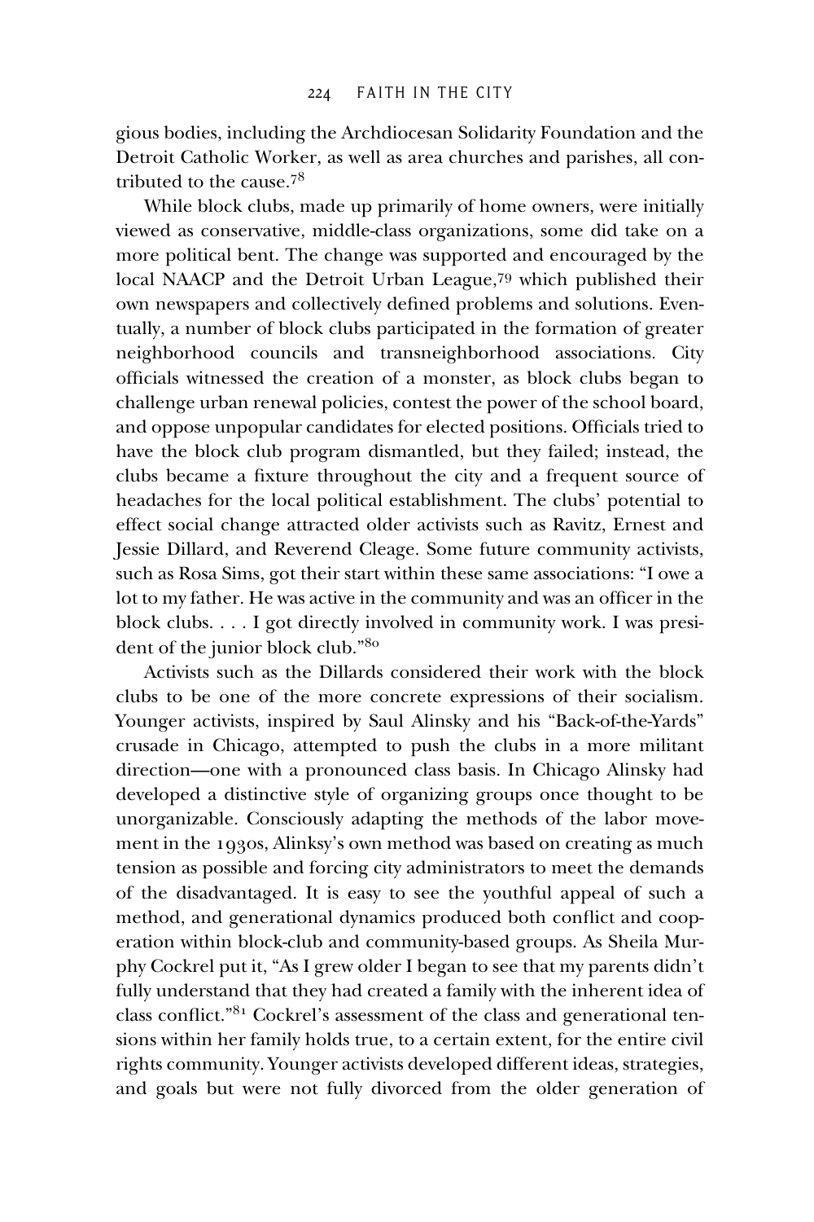gious bodies, including the Archdiocesan Solidarity Foundation and the Detroit Catholic Worker, as well as area churches and parishes, all contributed to the cause.[78]

While block clubs, made up primarily of home owners, were initially viewed as conservative, middle-class organizations, some did take on a more political bent. The change was supported and encouraged by the local NAACP and the Detroit Urban League,[79] which published their own newspapers and collectively defined problems and solutions. Eventually, a number of block clubs participated in the formation of greater neighborhood councils and transneighborhood associations. City officials witnessed the creation of a monster, as block clubs began to challenge urban renewal policies, contest the power of the school board, and oppose unpopular candidates for elected positions. Officials tried to have the block club program dismantled, but they failed; instead, the clubs became a fixture throughout the city and a frequent source of headaches for the local political establishment. The clubs' potential to effect social change attracted older activists such as Ravitz, Ernest and Jessie Dillard, and Reverend Cleage. Some future community activists, such as Rosa Sims, got their start within these same associations: "I owe a lot to my father. He was active in the community and was an officer in the block clubs. . . . I got directly involved in community work. I was president of the junior block club."[80]

Activists such as the Dillards considered their work with the block clubs to be one of the more concrete expressions of their socialism. Younger activists, inspired by Saul Alinsky and his "Back-of-the-Yards" crusade in Chicago, attempted to push the clubs in a more militant direction—one with a pronounced class basis. In Chicago Alinsky had developed a distinctive style of organizing groups once thought to be unorganizable. Consciously adapting the methods of the labor movement in the 1930s, Alinksy's own method was based on creating as much tension as possible and forcing city administrators to meet the demands of the disadvantaged. It is easy to see the youthful appeal of such a method, and generational dynamics produced both conflict and cooperation within block-club and community-based groups. As Sheila Murphy Cockrel put it, "As I grew older I began to see that my parents didn't fully understand that they had created a family with the inherent idea of class conflict."[81] Cockrel's assessment of the class and generational tensions within her family holds true, to a certain extent, for the entire civil rights community. Younger activists developed different ideas, strategies, and goals but were not fully divorced from the older generation of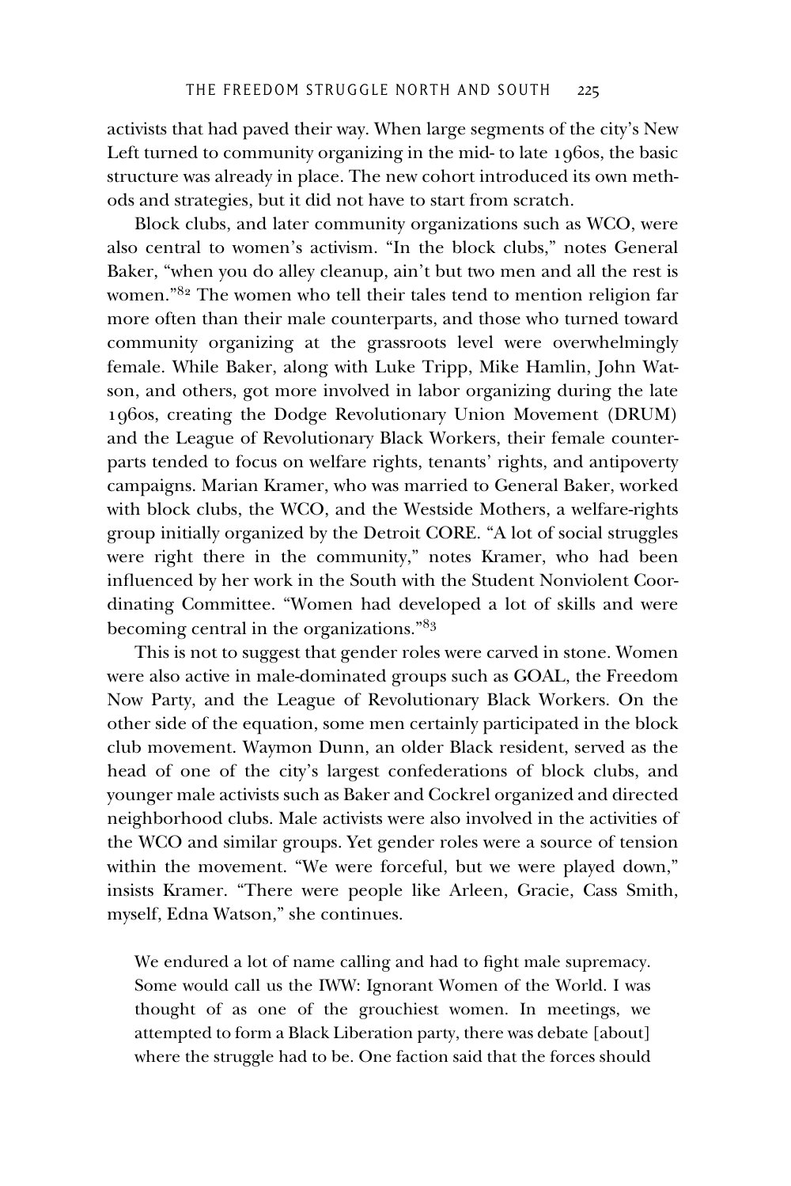activists that had paved their way. When large segments of the city's New Left turned to community organizing in the mid- to late 1960s, the basic structure was already in place. The new cohort introduced its own methods and strategies, but it did not have to start from scratch.

Block clubs, and later community organizations such as WCO, were also central to women's activism. "In the block clubs," notes General Baker, "when you do alley cleanup, ain't but two men and all the rest is women."[82] The women who tell their tales tend to mention religion far more often than their male counterparts, and those who turned toward community organizing at the grassroots level were overwhelmingly female. While Baker, along with Luke Tripp, Mike Hamlin, John Watson, and others, got more involved in labor organizing during the late 1960s, creating the Dodge Revolutionary Union Movement (DRUM) and the League of Revolutionary Black Workers, their female counterparts tended to focus on welfare rights, tenants' rights, and antipoverty campaigns. Marian Kramer, who was married to General Baker, worked with block clubs, the WCO, and the Westside Mothers, a welfare-rights group initially organized by the Detroit CORE. "A lot of social struggles were right there in the community," notes Kramer, who had been influenced by her work in the South with the Student Nonviolent Coordinating Committee. "Women had developed a lot of skills and were becoming central in the organizations."[83]

This is not to suggest that gender roles were carved in stone. Women were also active in male-dominated groups such as GOAL, the Freedom Now Party, and the League of Revolutionary Black Workers. On the other side of the equation, some men certainly participated in the block club movement. Waymon Dunn, an older Black resident, served as the head of one of the city's largest confederations of block clubs, and younger male activists such as Baker and Cockrel organized and directed neighborhood clubs. Male activists were also involved in the activities of the WCO and similar groups. Yet gender roles were a source of tension within the movement. "We were forceful, but we were played down," insists Kramer. "There were people like Arleen, Gracie, Cass Smith, myself, Edna Watson," she continues.

> We endured a lot of name calling and had to fight male supremacy. Some would call us the IWW: Ignorant Women of the World. I was thought of as one of the grouchiest women. In meetings, we attempted to form a Black Liberation party, there was debate [about] where the struggle had to be. One faction said that the forces should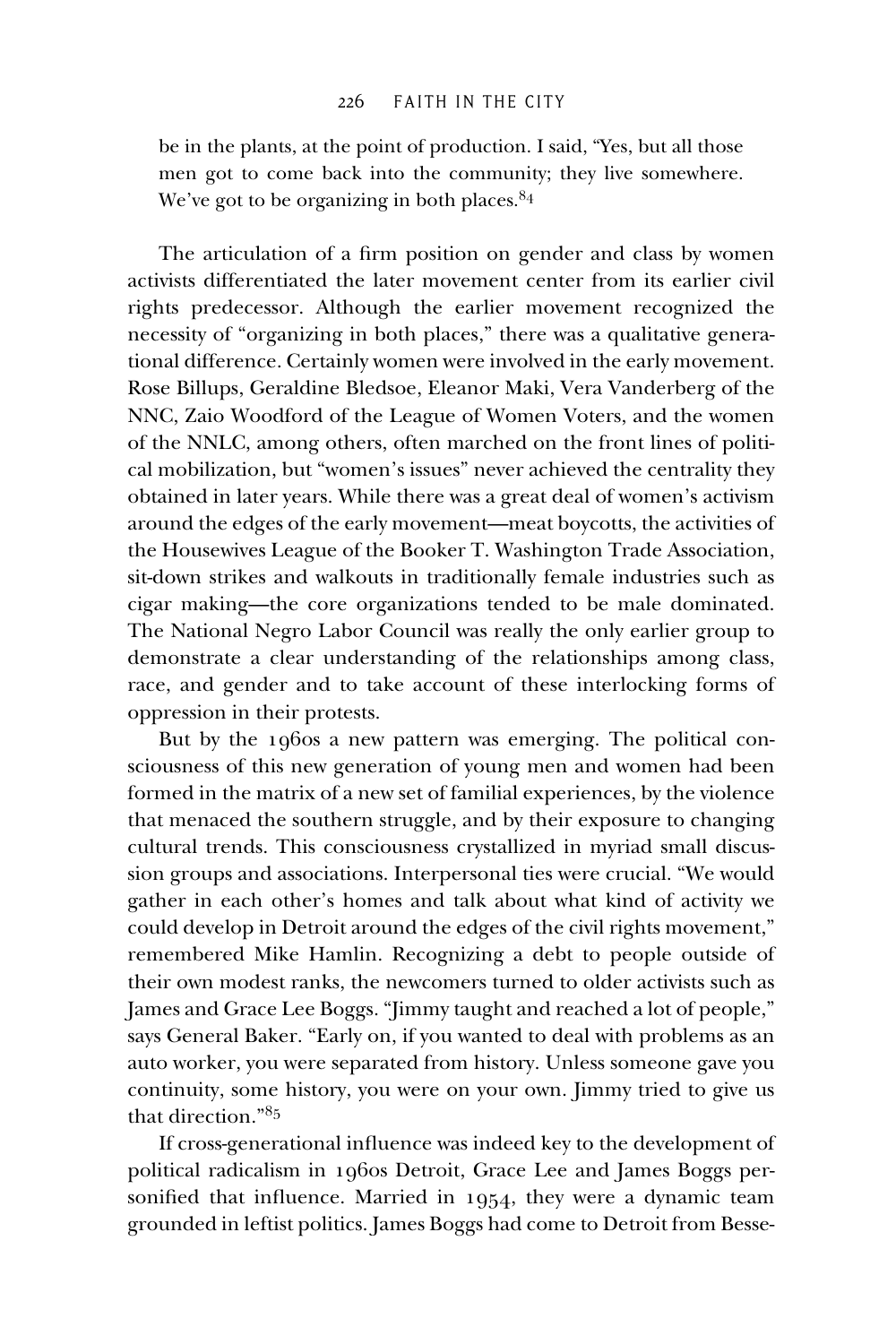be in the plants, at the point of production. I said, "Yes, but all those men got to come back into the community; they live somewhere. We've got to be organizing in both places.[84]

The articulation of a firm position on gender and class by women activists differentiated the later movement center from its earlier civil rights predecessor. Although the earlier movement recognized the necessity of "organizing in both places," there was a qualitative generational difference. Certainly women were involved in the early movement. Rose Billups, Geraldine Bledsoe, Eleanor Maki, Vera Vanderberg of the NNC, Zaio Woodford of the League of Women Voters, and the women of the NNLC, among others, often marched on the front lines of political mobilization, but "women's issues" never achieved the centrality they obtained in later years. While there was a great deal of women's activism around the edges of the early movement—meat boycotts, the activities of the Housewives League of the Booker T. Washington Trade Association, sit-down strikes and walkouts in traditionally female industries such as cigar making—the core organizations tended to be male dominated. The National Negro Labor Council was really the only earlier group to demonstrate a clear understanding of the relationships among class, race, and gender and to take account of these interlocking forms of oppression in their protests.

But by the 1960s a new pattern was emerging. The political consciousness of this new generation of young men and women had been formed in the matrix of a new set of familial experiences, by the violence that menaced the southern struggle, and by their exposure to changing cultural trends. This consciousness crystallized in myriad small discussion groups and associations. Interpersonal ties were crucial. "We would gather in each other's homes and talk about what kind of activity we could develop in Detroit around the edges of the civil rights movement," remembered Mike Hamlin. Recognizing a debt to people outside of their own modest ranks, the newcomers turned to older activists such as James and Grace Lee Boggs. "Jimmy taught and reached a lot of people," says General Baker. "Early on, if you wanted to deal with problems as an auto worker, you were separated from history. Unless someone gave you continuity, some history, you were on your own. Jimmy tried to give us that direction."[85]

If cross-generational influence was indeed key to the development of political radicalism in 1960s Detroit, Grace Lee and James Boggs personified that influence. Married in 1954, they were a dynamic team grounded in leftist politics. James Boggs had come to Detroit from Besse-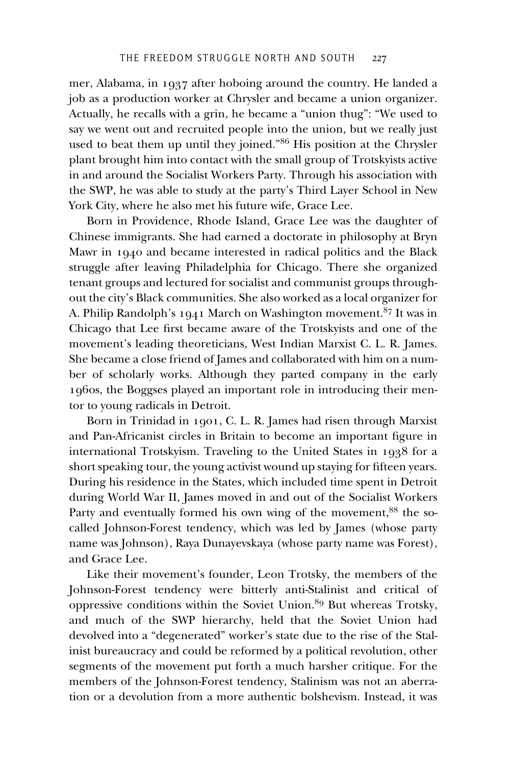mer, Alabama, in 1937 after hoboing around the country. He landed a job as a production worker at Chrysler and became a union organizer. Actually, he recalls with a grin, he became a "union thug": "We used to say we went out and recruited people into the union, but we really just used to beat them up until they joined."[86] His position at the Chrysler plant brought him into contact with the small group of Trotskyists active in and around the Socialist Workers Party. Through his association with the SWP, he was able to study at the party's Third Layer School in New York City, where he also met his future wife, Grace Lee.

Born in Providence, Rhode Island, Grace Lee was the daughter of Chinese immigrants. She had earned a doctorate in philosophy at Bryn Mawr in 1940 and became interested in radical politics and the Black struggle after leaving Philadelphia for Chicago. There she organized tenant groups and lectured for socialist and communist groups throughout the city's Black communities. She also worked as a local organizer for A. Philip Randolph's 1941 March on Washington movement.[87] It was in Chicago that Lee first became aware of the Trotskyists and one of the movement's leading theoreticians, West Indian Marxist C. L. R. James. She became a close friend of James and collaborated with him on a number of scholarly works. Although they parted company in the early 1960s, the Boggses played an important role in introducing their mentor to young radicals in Detroit.

Born in Trinidad in 1901, C. L. R. James had risen through Marxist and Pan-Africanist circles in Britain to become an important figure in international Trotskyism. Traveling to the United States in 1938 for a short speaking tour, the young activist wound up staying for fifteen years. During his residence in the States, which included time spent in Detroit during World War II, James moved in and out of the Socialist Workers Party and eventually formed his own wing of the movement,[88] the so-called Johnson-Forest tendency, which was led by James (whose party name was Johnson), Raya Dunayevskaya (whose party name was Forest), and Grace Lee.

Like their movement's founder, Leon Trotsky, the members of the Johnson-Forest tendency were bitterly anti-Stalinist and critical of oppressive conditions within the Soviet Union.[89] But whereas Trotsky, and much of the SWP hierarchy, held that the Soviet Union had devolved into a "degenerated" worker's state due to the rise of the Stalinist bureaucracy and could be reformed by a political revolution, other segments of the movement put forth a much harsher critique. For the members of the Johnson-Forest tendency, Stalinism was not an aberration or a devolution from a more authentic bolshevism. Instead, it was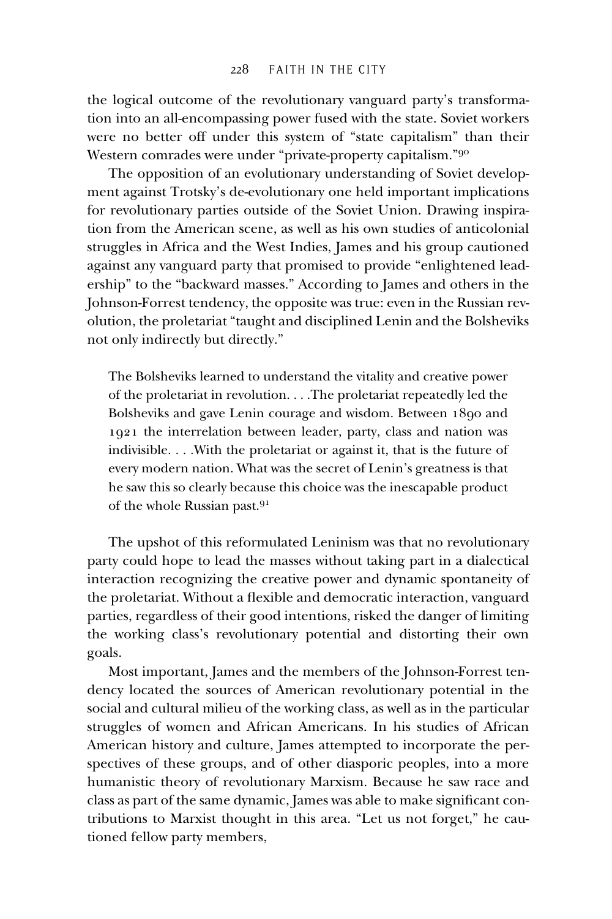the logical outcome of the revolutionary vanguard party's transformation into an all-encompassing power fused with the state. Soviet workers were no better off under this system of "state capitalism" than their Western comrades were under "private-property capitalism."[90]

The opposition of an evolutionary understanding of Soviet development against Trotsky's de-evolutionary one held important implications for revolutionary parties outside of the Soviet Union. Drawing inspiration from the American scene, as well as his own studies of anticolonial struggles in Africa and the West Indies, James and his group cautioned against any vanguard party that promised to provide "enlightened leadership" to the "backward masses." According to James and others in the Johnson-Forrest tendency, the opposite was true: even in the Russian revolution, the proletariat "taught and disciplined Lenin and the Bolsheviks not only indirectly but directly."

> The Bolsheviks learned to understand the vitality and creative power of the proletariat in revolution. . . .The proletariat repeatedly led the Bolsheviks and gave Lenin courage and wisdom. Between 1890 and 1921 the interrelation between leader, party, class and nation was indivisible. . . .With the proletariat or against it, that is the future of every modern nation. What was the secret of Lenin's greatness is that he saw this so clearly because this choice was the inescapable product of the whole Russian past.[91]

The upshot of this reformulated Leninism was that no revolutionary party could hope to lead the masses without taking part in a dialectical interaction recognizing the creative power and dynamic spontaneity of the proletariat. Without a flexible and democratic interaction, vanguard parties, regardless of their good intentions, risked the danger of limiting the working class's revolutionary potential and distorting their own goals.

Most important, James and the members of the Johnson-Forrest tendency located the sources of American revolutionary potential in the social and cultural milieu of the working class, as well as in the particular struggles of women and African Americans. In his studies of African American history and culture, James attempted to incorporate the perspectives of these groups, and of other diasporic peoples, into a more humanistic theory of revolutionary Marxism. Because he saw race and class as part of the same dynamic, James was able to make significant contributions to Marxist thought in this area. "Let us not forget," he cautioned fellow party members,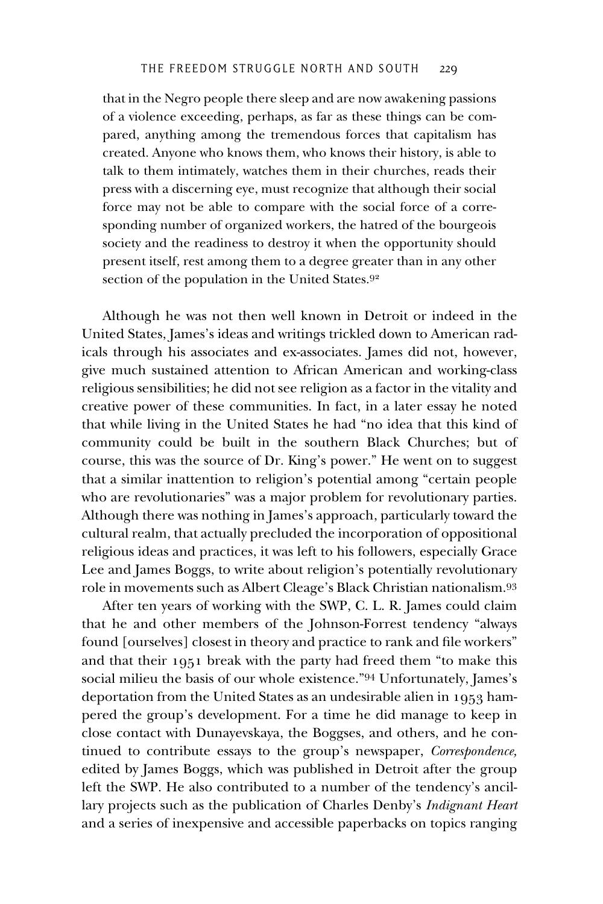that in the Negro people there sleep and are now awakening passions of a violence exceeding, perhaps, as far as these things can be compared, anything among the tremendous forces that capitalism has created. Anyone who knows them, who knows their history, is able to talk to them intimately, watches them in their churches, reads their press with a discerning eye, must recognize that although their social force may not be able to compare with the social force of a corresponding number of organized workers, the hatred of the bourgeois society and the readiness to destroy it when the opportunity should present itself, rest among them to a degree greater than in any other section of the population in the United States.[92]

Although he was not then well known in Detroit or indeed in the United States, James's ideas and writings trickled down to American radicals through his associates and ex-associates. James did not, however, give much sustained attention to African American and working-class religious sensibilities; he did not see religion as a factor in the vitality and creative power of these communities. In fact, in a later essay he noted that while living in the United States he had "no idea that this kind of community could be built in the southern Black Churches; but of course, this was the source of Dr. King's power." He went on to suggest that a similar inattention to religion's potential among "certain people who are revolutionaries" was a major problem for revolutionary parties. Although there was nothing in James's approach, particularly toward the cultural realm, that actually precluded the incorporation of oppositional religious ideas and practices, it was left to his followers, especially Grace Lee and James Boggs, to write about religion's potentially revolutionary role in movements such as Albert Cleage's Black Christian nationalism.[93]

After ten years of working with the SWP, C. L. R. James could claim that he and other members of the Johnson-Forrest tendency "always found [ourselves] closest in theory and practice to rank and file workers" and that their 1951 break with the party had freed them "to make this social milieu the basis of our whole existence."[94] Unfortunately, James's deportation from the United States as an undesirable alien in 1953 hampered the group's development. For a time he did manage to keep in close contact with Dunayevskaya, the Boggses, and others, and he continued to contribute essays to the group's newspaper, *Correspondence,* edited by James Boggs, which was published in Detroit after the group left the SWP. He also contributed to a number of the tendency's ancillary projects such as the publication of Charles Denby's *Indignant Heart* and a series of inexpensive and accessible paperbacks on topics ranging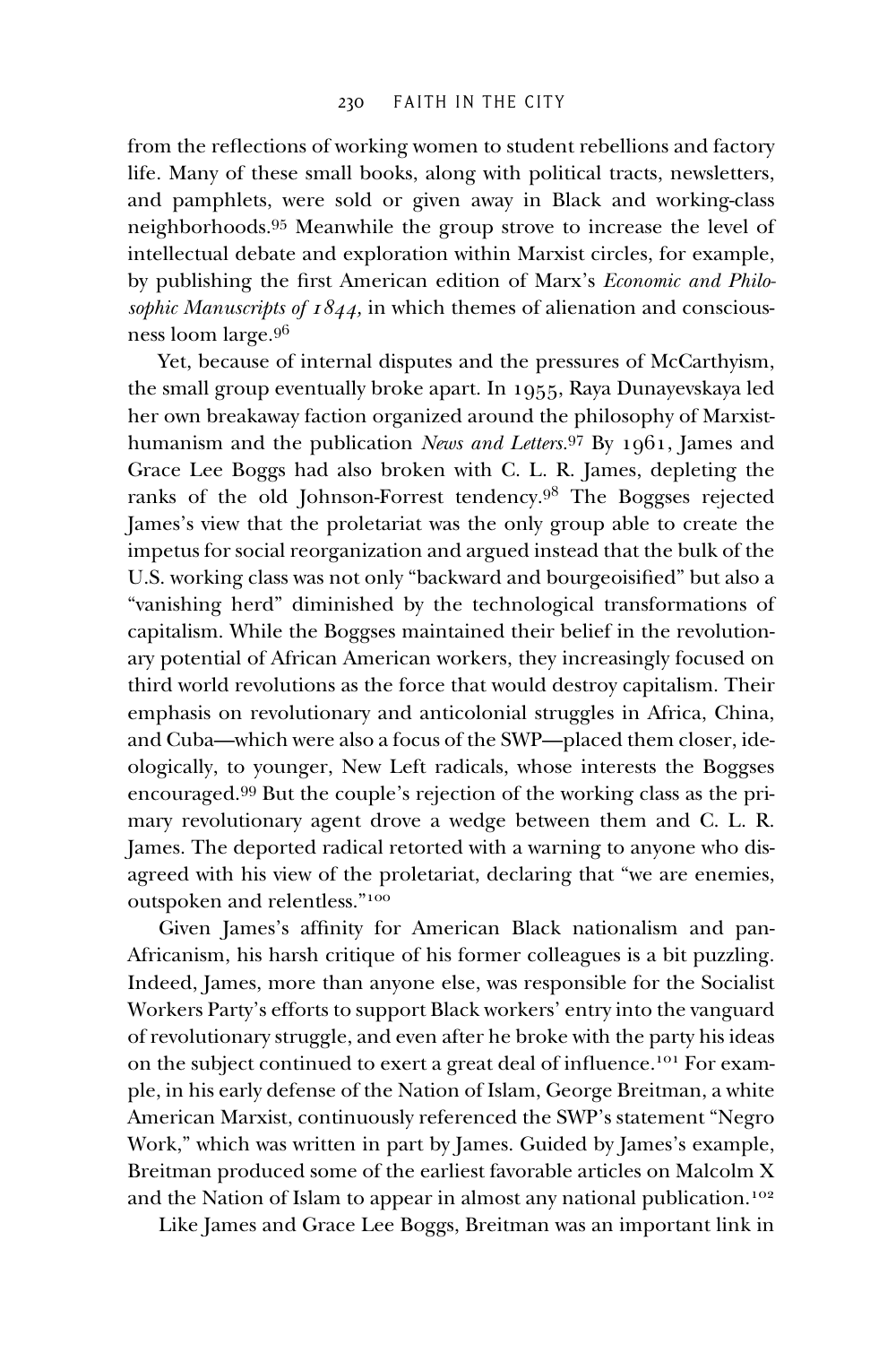from the reflections of working women to student rebellions and factory life. Many of these small books, along with political tracts, newsletters, and pamphlets, were sold or given away in Black and working-class neighborhoods.[95] Meanwhile the group strove to increase the level of intellectual debate and exploration within Marxist circles, for example, by publishing the first American edition of Marx's *Economic and Philosophic Manuscripts of 1844,* in which themes of alienation and consciousness loom large.[96]

Yet, because of internal disputes and the pressures of McCarthyism, the small group eventually broke apart. In 1955, Raya Dunayevskaya led her own breakaway faction organized around the philosophy of Marxist-humanism and the publication *News and Letters.*[97] By 1961, James and Grace Lee Boggs had also broken with C. L. R. James, depleting the ranks of the old Johnson-Forrest tendency.[98] The Boggses rejected James's view that the proletariat was the only group able to create the impetus for social reorganization and argued instead that the bulk of the U.S. working class was not only "backward and bourgeoisified" but also a "vanishing herd" diminished by the technological transformations of capitalism. While the Boggses maintained their belief in the revolutionary potential of African American workers, they increasingly focused on third world revolutions as the force that would destroy capitalism. Their emphasis on revolutionary and anticolonial struggles in Africa, China, and Cuba—which were also a focus of the SWP—placed them closer, ideologically, to younger, New Left radicals, whose interests the Boggses encouraged.[99] But the couple's rejection of the working class as the primary revolutionary agent drove a wedge between them and C. L. R. James. The deported radical retorted with a warning to anyone who disagreed with his view of the proletariat, declaring that "we are enemies, outspoken and relentless."[100]

Given James's affinity for American Black nationalism and pan-Africanism, his harsh critique of his former colleagues is a bit puzzling. Indeed, James, more than anyone else, was responsible for the Socialist Workers Party's efforts to support Black workers' entry into the vanguard of revolutionary struggle, and even after he broke with the party his ideas on the subject continued to exert a great deal of influence.[101] For example, in his early defense of the Nation of Islam, George Breitman, a white American Marxist, continuously referenced the SWP's statement "Negro Work," which was written in part by James. Guided by James's example, Breitman produced some of the earliest favorable articles on Malcolm X and the Nation of Islam to appear in almost any national publication.[102]

Like James and Grace Lee Boggs, Breitman was an important link in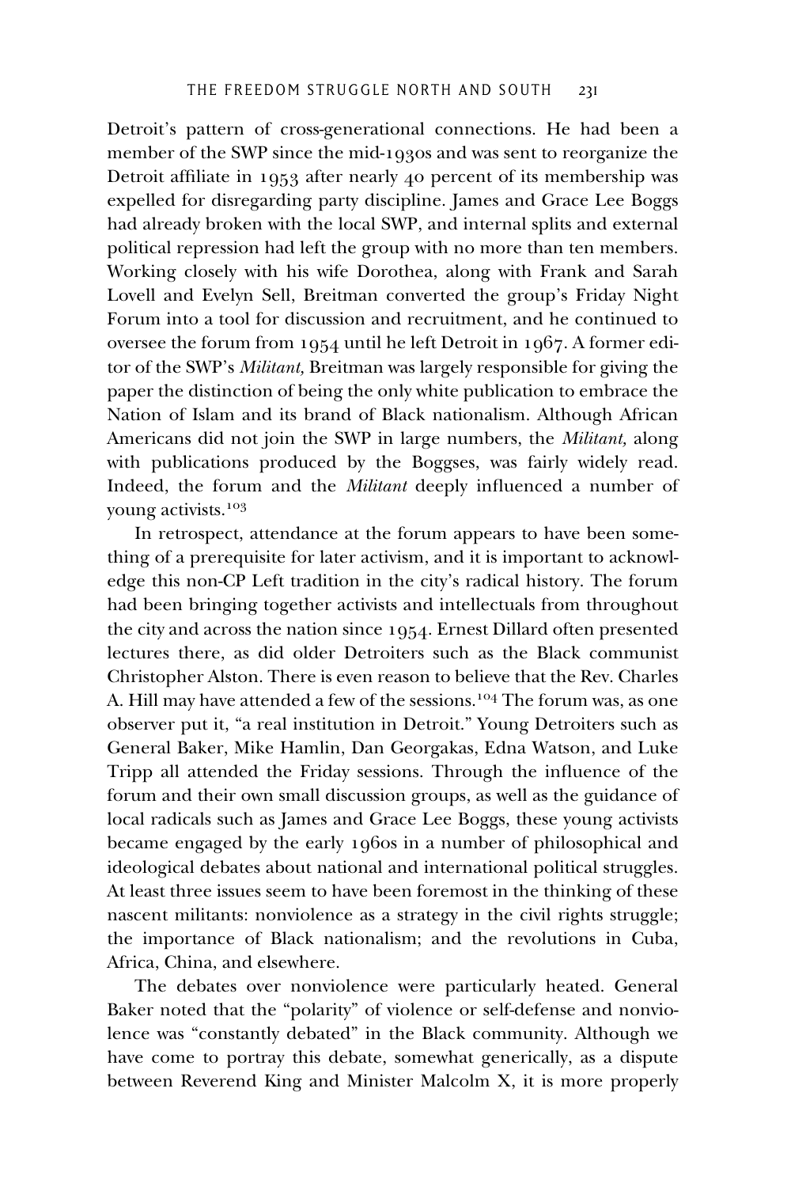Detroit's pattern of cross-generational connections. He had been a member of the SWP since the mid-1930s and was sent to reorganize the Detroit affiliate in 1953 after nearly 40 percent of its membership was expelled for disregarding party discipline. James and Grace Lee Boggs had already broken with the local SWP, and internal splits and external political repression had left the group with no more than ten members. Working closely with his wife Dorothea, along with Frank and Sarah Lovell and Evelyn Sell, Breitman converted the group's Friday Night Forum into a tool for discussion and recruitment, and he continued to oversee the forum from 1954 until he left Detroit in 1967. A former editor of the SWP's *Militant,* Breitman was largely responsible for giving the paper the distinction of being the only white publication to embrace the Nation of Islam and its brand of Black nationalism. Although African Americans did not join the SWP in large numbers, the *Militant,* along with publications produced by the Boggses, was fairly widely read. Indeed, the forum and the *Militant* deeply influenced a number of young activists.[103]

In retrospect, attendance at the forum appears to have been something of a prerequisite for later activism, and it is important to acknowledge this non-CP Left tradition in the city's radical history. The forum had been bringing together activists and intellectuals from throughout the city and across the nation since 1954. Ernest Dillard often presented lectures there, as did older Detroiters such as the Black communist Christopher Alston. There is even reason to believe that the Rev. Charles A. Hill may have attended a few of the sessions.[104] The forum was, as one observer put it, "a real institution in Detroit." Young Detroiters such as General Baker, Mike Hamlin, Dan Georgakas, Edna Watson, and Luke Tripp all attended the Friday sessions. Through the influence of the forum and their own small discussion groups, as well as the guidance of local radicals such as James and Grace Lee Boggs, these young activists became engaged by the early 1960s in a number of philosophical and ideological debates about national and international political struggles. At least three issues seem to have been foremost in the thinking of these nascent militants: nonviolence as a strategy in the civil rights struggle; the importance of Black nationalism; and the revolutions in Cuba, Africa, China, and elsewhere.

The debates over nonviolence were particularly heated. General Baker noted that the "polarity" of violence or self-defense and nonviolence was "constantly debated" in the Black community. Although we have come to portray this debate, somewhat generically, as a dispute between Reverend King and Minister Malcolm X, it is more properly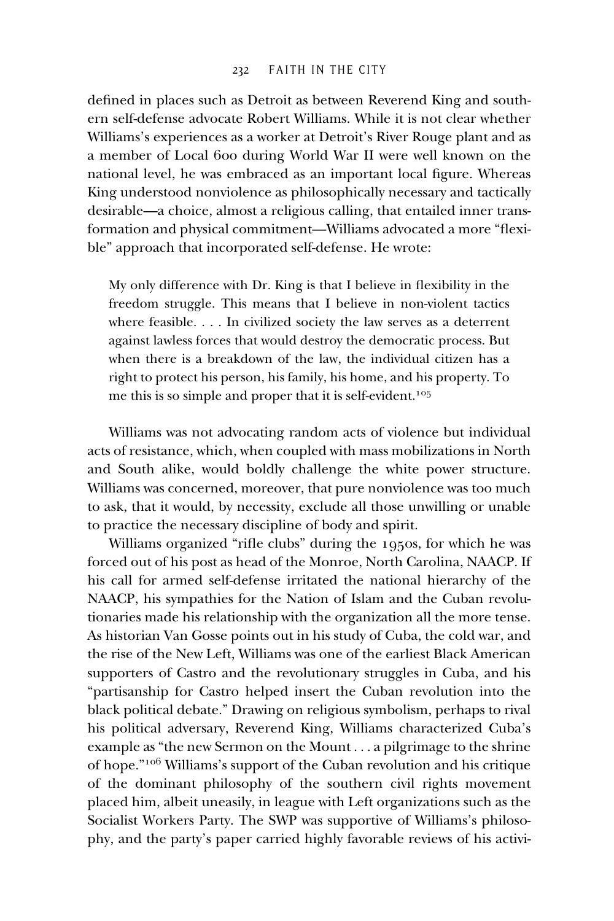defined in places such as Detroit as between Reverend King and southern self-defense advocate Robert Williams. While it is not clear whether Williams's experiences as a worker at Detroit's River Rouge plant and as a member of Local 600 during World War II were well known on the national level, he was embraced as an important local figure. Whereas King understood nonviolence as philosophically necessary and tactically desirable—a choice, almost a religious calling, that entailed inner transformation and physical commitment—Williams advocated a more "flexible" approach that incorporated self-defense. He wrote:

> My only difference with Dr. King is that I believe in flexibility in the freedom struggle. This means that I believe in non-violent tactics where feasible. . . . In civilized society the law serves as a deterrent against lawless forces that would destroy the democratic process. But when there is a breakdown of the law, the individual citizen has a right to protect his person, his family, his home, and his property. To me this is so simple and proper that it is self-evident.[105]

Williams was not advocating random acts of violence but individual acts of resistance, which, when coupled with mass mobilizations in North and South alike, would boldly challenge the white power structure. Williams was concerned, moreover, that pure nonviolence was too much to ask, that it would, by necessity, exclude all those unwilling or unable to practice the necessary discipline of body and spirit.

Williams organized "rifle clubs" during the 1950s, for which he was forced out of his post as head of the Monroe, North Carolina, NAACP. If his call for armed self-defense irritated the national hierarchy of the NAACP, his sympathies for the Nation of Islam and the Cuban revolutionaries made his relationship with the organization all the more tense. As historian Van Gosse points out in his study of Cuba, the cold war, and the rise of the New Left, Williams was one of the earliest Black American supporters of Castro and the revolutionary struggles in Cuba, and his "partisanship for Castro helped insert the Cuban revolution into the black political debate." Drawing on religious symbolism, perhaps to rival his political adversary, Reverend King, Williams characterized Cuba's example as "the new Sermon on the Mount . . . a pilgrimage to the shrine of hope."[106] Williams's support of the Cuban revolution and his critique of the dominant philosophy of the southern civil rights movement placed him, albeit uneasily, in league with Left organizations such as the Socialist Workers Party. The SWP was supportive of Williams's philosophy, and the party's paper carried highly favorable reviews of his activi-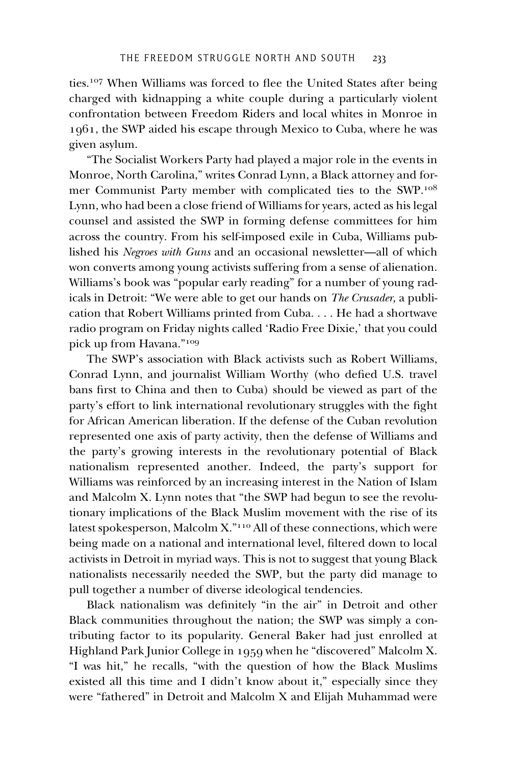ties.[107] When Williams was forced to flee the United States after being charged with kidnapping a white couple during a particularly violent confrontation between Freedom Riders and local whites in Monroe in 1961, the SWP aided his escape through Mexico to Cuba, where he was given asylum.

"The Socialist Workers Party had played a major role in the events in Monroe, North Carolina," writes Conrad Lynn, a Black attorney and former Communist Party member with complicated ties to the SWP.[108] Lynn, who had been a close friend of Williams for years, acted as his legal counsel and assisted the SWP in forming defense committees for him across the country. From his self-imposed exile in Cuba, Williams published his *Negroes with Guns* and an occasional newsletter—all of which won converts among young activists suffering from a sense of alienation. Williams's book was "popular early reading" for a number of young radicals in Detroit: "We were able to get our hands on *The Crusader,* a publication that Robert Williams printed from Cuba. . . . He had a shortwave radio program on Friday nights called 'Radio Free Dixie,' that you could pick up from Havana."[109]

The SWP's association with Black activists such as Robert Williams, Conrad Lynn, and journalist William Worthy (who defied U.S. travel bans first to China and then to Cuba) should be viewed as part of the party's effort to link international revolutionary struggles with the fight for African American liberation. If the defense of the Cuban revolution represented one axis of party activity, then the defense of Williams and the party's growing interests in the revolutionary potential of Black nationalism represented another. Indeed, the party's support for Williams was reinforced by an increasing interest in the Nation of Islam and Malcolm X. Lynn notes that "the SWP had begun to see the revolutionary implications of the Black Muslim movement with the rise of its latest spokesperson, Malcolm X."[110] All of these connections, which were being made on a national and international level, filtered down to local activists in Detroit in myriad ways. This is not to suggest that young Black nationalists necessarily needed the SWP, but the party did manage to pull together a number of diverse ideological tendencies.

Black nationalism was definitely "in the air" in Detroit and other Black communities throughout the nation; the SWP was simply a contributing factor to its popularity. General Baker had just enrolled at Highland Park Junior College in 1959 when he "discovered" Malcolm X. "I was hit," he recalls, "with the question of how the Black Muslims existed all this time and I didn't know about it," especially since they were "fathered" in Detroit and Malcolm X and Elijah Muhammad were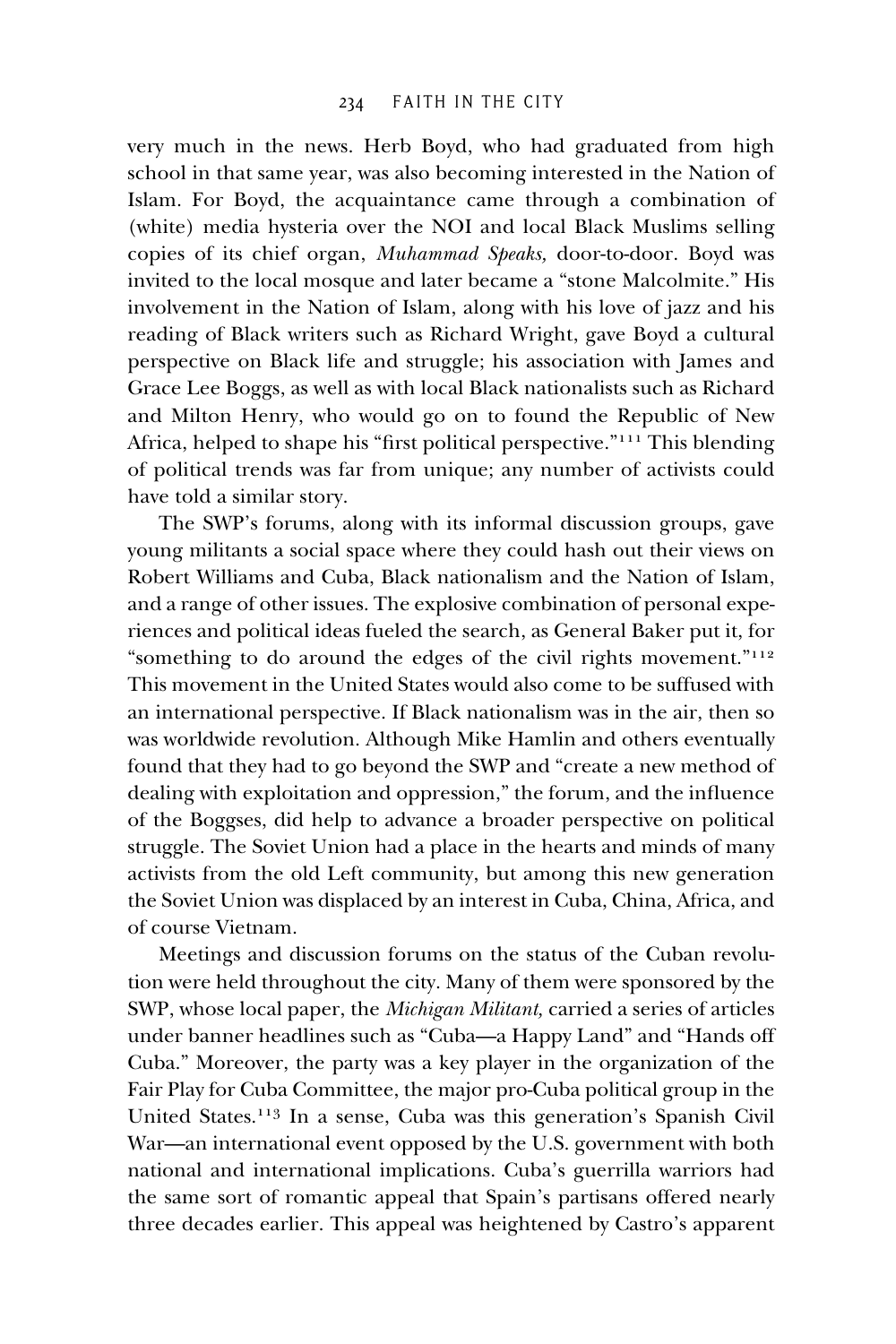very much in the news. Herb Boyd, who had graduated from high school in that same year, was also becoming interested in the Nation of Islam. For Boyd, the acquaintance came through a combination of (white) media hysteria over the NOI and local Black Muslims selling copies of its chief organ, *Muhammad Speaks,* door-to-door. Boyd was invited to the local mosque and later became a "stone Malcolmite." His involvement in the Nation of Islam, along with his love of jazz and his reading of Black writers such as Richard Wright, gave Boyd a cultural perspective on Black life and struggle; his association with James and Grace Lee Boggs, as well as with local Black nationalists such as Richard and Milton Henry, who would go on to found the Republic of New Africa, helped to shape his "first political perspective."[111] This blending of political trends was far from unique; any number of activists could have told a similar story.

The SWP's forums, along with its informal discussion groups, gave young militants a social space where they could hash out their views on Robert Williams and Cuba, Black nationalism and the Nation of Islam, and a range of other issues. The explosive combination of personal experiences and political ideas fueled the search, as General Baker put it, for "something to do around the edges of the civil rights movement."[112] This movement in the United States would also come to be suffused with an international perspective. If Black nationalism was in the air, then so was worldwide revolution. Although Mike Hamlin and others eventually found that they had to go beyond the SWP and "create a new method of dealing with exploitation and oppression," the forum, and the influence of the Boggses, did help to advance a broader perspective on political struggle. The Soviet Union had a place in the hearts and minds of many activists from the old Left community, but among this new generation the Soviet Union was displaced by an interest in Cuba, China, Africa, and of course Vietnam.

Meetings and discussion forums on the status of the Cuban revolution were held throughout the city. Many of them were sponsored by the SWP, whose local paper, the *Michigan Militant,* carried a series of articles under banner headlines such as "Cuba—a Happy Land" and "Hands off Cuba." Moreover, the party was a key player in the organization of the Fair Play for Cuba Committee, the major pro-Cuba political group in the United States.[113] In a sense, Cuba was this generation's Spanish Civil War—an international event opposed by the U.S. government with both national and international implications. Cuba's guerrilla warriors had the same sort of romantic appeal that Spain's partisans offered nearly three decades earlier. This appeal was heightened by Castro's apparent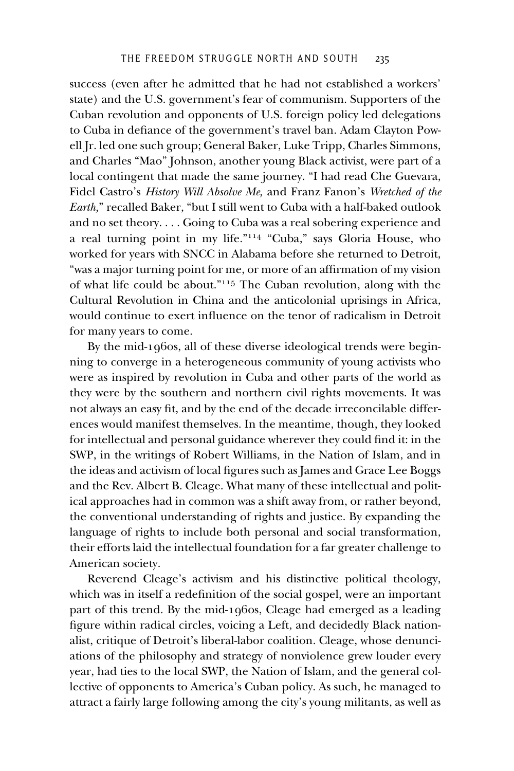success (even after he admitted that he had not established a workers' state) and the U.S. government's fear of communism. Supporters of the Cuban revolution and opponents of U.S. foreign policy led delegations to Cuba in defiance of the government's travel ban. Adam Clayton Powell Jr. led one such group; General Baker, Luke Tripp, Charles Simmons, and Charles "Mao" Johnson, another young Black activist, were part of a local contingent that made the same journey. "I had read Che Guevara, Fidel Castro's *History Will Absolve Me,* and Franz Fanon's *Wretched of the Earth,*" recalled Baker, "but I still went to Cuba with a half-baked outlook and no set theory. . . . Going to Cuba was a real sobering experience and a real turning point in my life."[114] "Cuba," says Gloria House, who worked for years with SNCC in Alabama before she returned to Detroit, "was a major turning point for me, or more of an affirmation of my vision of what life could be about."[115] The Cuban revolution, along with the Cultural Revolution in China and the anticolonial uprisings in Africa, would continue to exert influence on the tenor of radicalism in Detroit for many years to come.

By the mid-1960s, all of these diverse ideological trends were beginning to converge in a heterogeneous community of young activists who were as inspired by revolution in Cuba and other parts of the world as they were by the southern and northern civil rights movements. It was not always an easy fit, and by the end of the decade irreconcilable differences would manifest themselves. In the meantime, though, they looked for intellectual and personal guidance wherever they could find it: in the SWP, in the writings of Robert Williams, in the Nation of Islam, and in the ideas and activism of local figures such as James and Grace Lee Boggs and the Rev. Albert B. Cleage. What many of these intellectual and political approaches had in common was a shift away from, or rather beyond, the conventional understanding of rights and justice. By expanding the language of rights to include both personal and social transformation, their efforts laid the intellectual foundation for a far greater challenge to American society.

Reverend Cleage's activism and his distinctive political theology, which was in itself a redefinition of the social gospel, were an important part of this trend. By the mid-1960s, Cleage had emerged as a leading figure within radical circles, voicing a Left, and decidedly Black nationalist, critique of Detroit's liberal-labor coalition. Cleage, whose denunciations of the philosophy and strategy of nonviolence grew louder every year, had ties to the local SWP, the Nation of Islam, and the general collective of opponents to America's Cuban policy. As such, he managed to attract a fairly large following among the city's young militants, as well as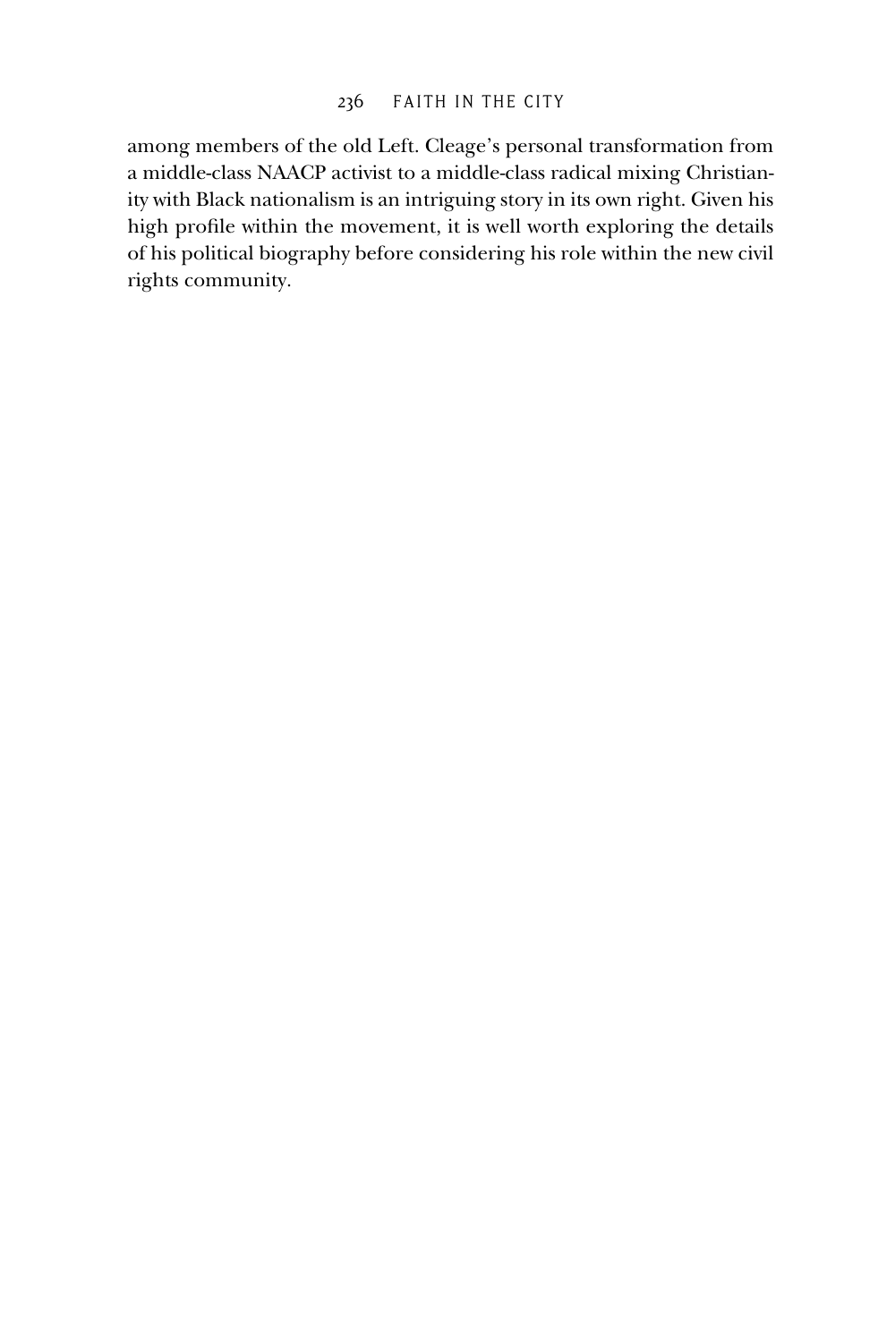among members of the old Left. Cleage's personal transformation from a middle-class NAACP activist to a middle-class radical mixing Christianity with Black nationalism is an intriguing story in its own right. Given his high profile within the movement, it is well worth exploring the details of his political biography before considering his role within the new civil rights community.